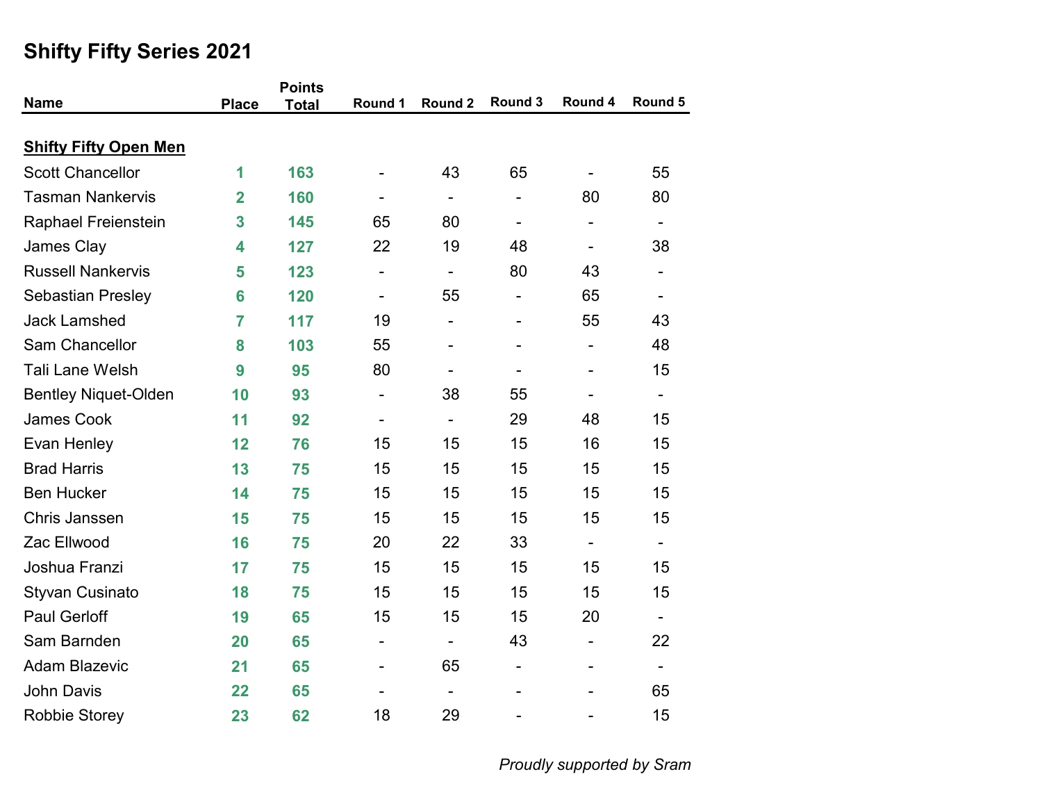# Shifty Fifty Series 2021

| Name | Place | Points Total | Round 1 | Round 2 | Round 3 | Round 4 | Round 5 |
|---|---|---|---|---|---|---|---|
| **Shifty Fifty Open Men** | | | | | | | |
| Scott Chancellor | **1** | **163** | - | 43 | 65 | - | 55 |
| Tasman Nankervis | **2** | **160** | - | - | - | 80 | 80 |
| Raphael Freienstein | **3** | **145** | 65 | 80 | - | - | - |
| James Clay | **4** | **127** | 22 | 19 | 48 | - | 38 |
| Russell Nankervis | **5** | **123** | - | - | 80 | 43 | - |
| Sebastian Presley | **6** | **120** | - | 55 | - | 65 | - |
| Jack Lamshed | **7** | **117** | 19 | - | - | 55 | 43 |
| Sam Chancellor | **8** | **103** | 55 | - | - | - | 48 |
| Tali Lane Welsh | **9** | **95** | 80 | - | - | - | 15 |
| Bentley Niquet-Olden | **10** | **93** | - | 38 | 55 | - | - |
| James Cook | **11** | **92** | - | - | 29 | 48 | 15 |
| Evan Henley | **12** | **76** | 15 | 15 | 15 | 16 | 15 |
| Brad Harris | **13** | **75** | 15 | 15 | 15 | 15 | 15 |
| Ben Hucker | **14** | **75** | 15 | 15 | 15 | 15 | 15 |
| Chris Janssen | **15** | **75** | 15 | 15 | 15 | 15 | 15 |
| Zac Ellwood | **16** | **75** | 20 | 22 | 33 | - | - |
| Joshua Franzi | **17** | **75** | 15 | 15 | 15 | 15 | 15 |
| Styvan Cusinato | **18** | **75** | 15 | 15 | 15 | 15 | 15 |
| Paul Gerloff | **19** | **65** | 15 | 15 | 15 | 20 | - |
| Sam Barnden | **20** | **65** | - | - | 43 | - | 22 |
| Adam Blazevic | **21** | **65** | - | 65 | - | - | - |
| John Davis | **22** | **65** | - | - | - | - | 65 |
| Robbie Storey | **23** | **62** | 18 | 29 | - | - | 15 |

*Proudly supported by Sram*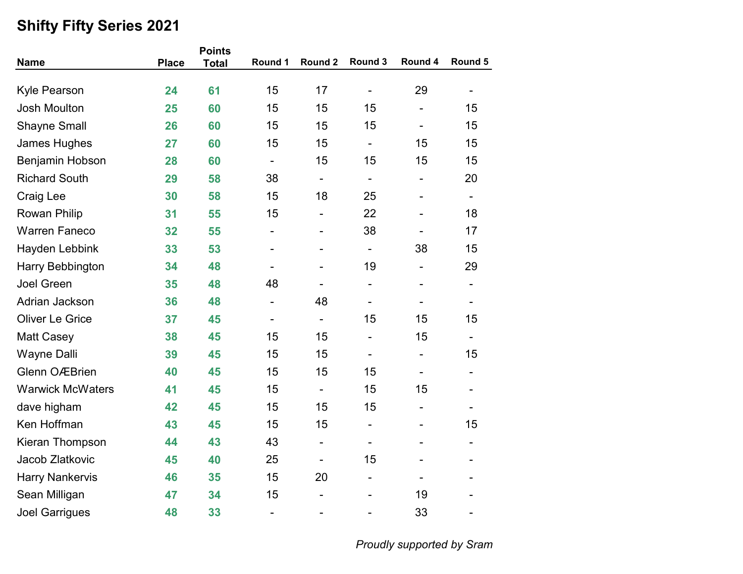## Shifty Fifty Series 2021

| Name | Place | Points Total | Round 1 | Round 2 | Round 3 | Round 4 | Round 5 |
|---|---|---|---|---|---|---|---|
| Kyle Pearson | 24 | 61 | 15 | 17 | - | 29 | - |
| Josh Moulton | 25 | 60 | 15 | 15 | 15 | - | 15 |
| Shayne Small | 26 | 60 | 15 | 15 | 15 | - | 15 |
| James Hughes | 27 | 60 | 15 | 15 | - | 15 | 15 |
| Benjamin Hobson | 28 | 60 | - | 15 | 15 | 15 | 15 |
| Richard South | 29 | 58 | 38 | - | - | - | 20 |
| Craig Lee | 30 | 58 | 15 | 18 | 25 | - | - |
| Rowan Philip | 31 | 55 | 15 | - | 22 | - | 18 |
| Warren Faneco | 32 | 55 | - | - | 38 | - | 17 |
| Hayden Lebbink | 33 | 53 | - | - | - | 38 | 15 |
| Harry Bebbington | 34 | 48 | - | - | 19 | - | 29 |
| Joel Green | 35 | 48 | 48 | - | - | - | - |
| Adrian Jackson | 36 | 48 | - | 48 | - | - | - |
| Oliver Le Grice | 37 | 45 | - | - | 15 | 15 | 15 |
| Matt Casey | 38 | 45 | 15 | 15 | - | 15 | - |
| Wayne Dalli | 39 | 45 | 15 | 15 | - | - | 15 |
| Glenn OÆBrien | 40 | 45 | 15 | 15 | 15 | - | - |
| Warwick McWaters | 41 | 45 | 15 | - | 15 | 15 | - |
| dave higham | 42 | 45 | 15 | 15 | 15 | - | - |
| Ken Hoffman | 43 | 45 | 15 | 15 | - | - | 15 |
| Kieran Thompson | 44 | 43 | 43 | - | - | - | - |
| Jacob Zlatkovic | 45 | 40 | 25 | - | 15 | - | - |
| Harry Nankervis | 46 | 35 | 15 | 20 | - | - | - |
| Sean Milligan | 47 | 34 | 15 | - | - | 19 | - |
| Joel Garrigues | 48 | 33 | - | - | - | 33 | - |

*Proudly supported by Sram*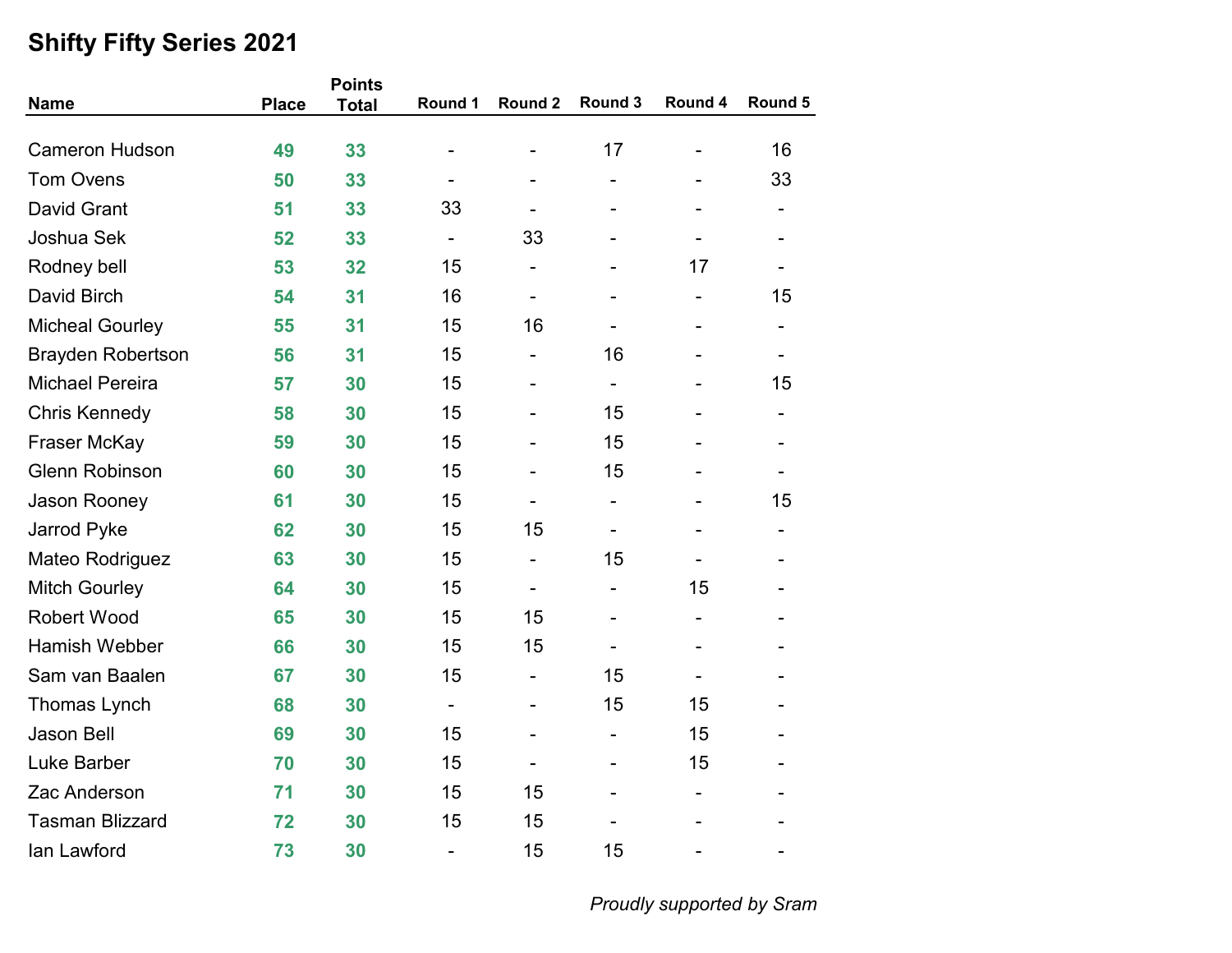# Shifty Fifty Series 2021

| Name | Place | Points Total | Round 1 | Round 2 | Round 3 | Round 4 | Round 5 |
|---|---|---|---|---|---|---|---|
| Cameron Hudson | 49 | 33 | - | - | 17 | - | 16 |
| Tom Ovens | 50 | 33 | - | - | - | - | 33 |
| David Grant | 51 | 33 | 33 | - | - | - | - |
| Joshua Sek | 52 | 33 | - | 33 | - | - | - |
| Rodney bell | 53 | 32 | 15 | - | - | 17 | - |
| David Birch | 54 | 31 | 16 | - | - | - | 15 |
| Micheal Gourley | 55 | 31 | 15 | 16 | - | - | - |
| Brayden Robertson | 56 | 31 | 15 | - | 16 | - | - |
| Michael Pereira | 57 | 30 | 15 | - | - | - | 15 |
| Chris Kennedy | 58 | 30 | 15 | - | 15 | - | - |
| Fraser McKay | 59 | 30 | 15 | - | 15 | - | - |
| Glenn Robinson | 60 | 30 | 15 | - | 15 | - | - |
| Jason Rooney | 61 | 30 | 15 | - | - | - | 15 |
| Jarrod Pyke | 62 | 30 | 15 | 15 | - | - | - |
| Mateo Rodriguez | 63 | 30 | 15 | - | 15 | - | - |
| Mitch Gourley | 64 | 30 | 15 | - | - | 15 | - |
| Robert Wood | 65 | 30 | 15 | 15 | - | - | - |
| Hamish Webber | 66 | 30 | 15 | 15 | - | - | - |
| Sam van Baalen | 67 | 30 | 15 | - | 15 | - | - |
| Thomas Lynch | 68 | 30 | - | - | 15 | 15 | - |
| Jason Bell | 69 | 30 | 15 | - | - | 15 | - |
| Luke Barber | 70 | 30 | 15 | - | - | 15 | - |
| Zac Anderson | 71 | 30 | 15 | 15 | - | - | - |
| Tasman Blizzard | 72 | 30 | 15 | 15 | - | - | - |
| Ian Lawford | 73 | 30 | - | 15 | 15 | - | - |

*Proudly supported by Sram*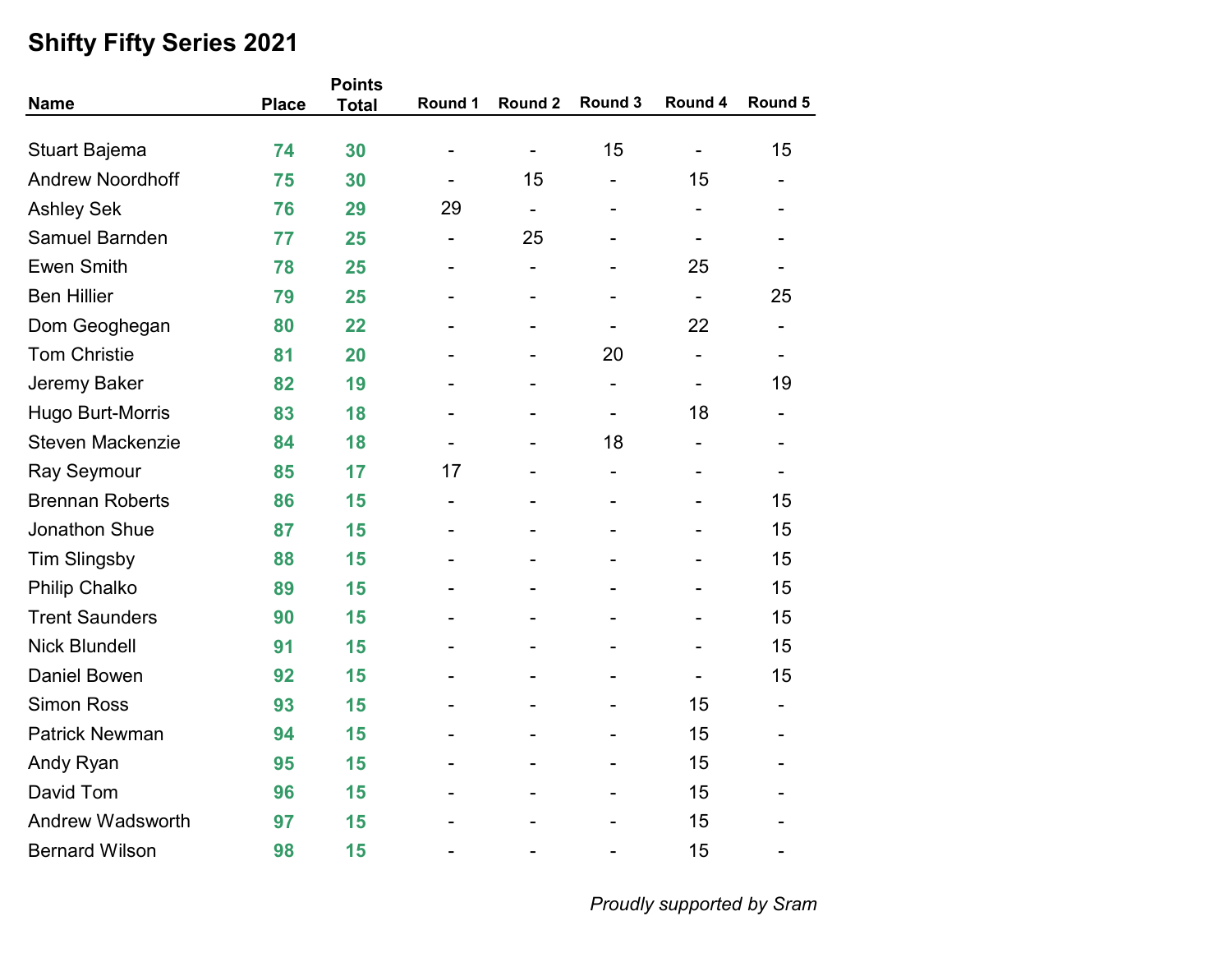## Shifty Fifty Series 2021

| Name | Place | Points Total | Round 1 | Round 2 | Round 3 | Round 4 | Round 5 |
|---|---|---|---|---|---|---|---|
| Stuart Bajema | 74 | 30 | - | - | 15 | - | 15 |
| Andrew Noordhoff | 75 | 30 | - | 15 | - | 15 | - |
| Ashley Sek | 76 | 29 | 29 | - | - | - | - |
| Samuel Barnden | 77 | 25 | - | 25 | - | - | - |
| Ewen Smith | 78 | 25 | - | - | - | 25 | - |
| Ben Hillier | 79 | 25 | - | - | - | - | 25 |
| Dom Geoghegan | 80 | 22 | - | - | - | 22 | - |
| Tom Christie | 81 | 20 | - | - | 20 | - | - |
| Jeremy Baker | 82 | 19 | - | - | - | - | 19 |
| Hugo Burt-Morris | 83 | 18 | - | - | - | 18 | - |
| Steven Mackenzie | 84 | 18 | - | - | 18 | - | - |
| Ray Seymour | 85 | 17 | 17 | - | - | - | - |
| Brennan Roberts | 86 | 15 | - | - | - | - | 15 |
| Jonathon Shue | 87 | 15 | - | - | - | - | 15 |
| Tim Slingsby | 88 | 15 | - | - | - | - | 15 |
| Philip Chalko | 89 | 15 | - | - | - | - | 15 |
| Trent Saunders | 90 | 15 | - | - | - | - | 15 |
| Nick Blundell | 91 | 15 | - | - | - | - | 15 |
| Daniel Bowen | 92 | 15 | - | - | - | - | 15 |
| Simon Ross | 93 | 15 | - | - | - | 15 | - |
| Patrick Newman | 94 | 15 | - | - | - | 15 | - |
| Andy Ryan | 95 | 15 | - | - | - | 15 | - |
| David Tom | 96 | 15 | - | - | - | 15 | - |
| Andrew Wadsworth | 97 | 15 | - | - | - | 15 | - |
| Bernard Wilson | 98 | 15 | - | - | - | 15 | - |

*Proudly supported by Sram*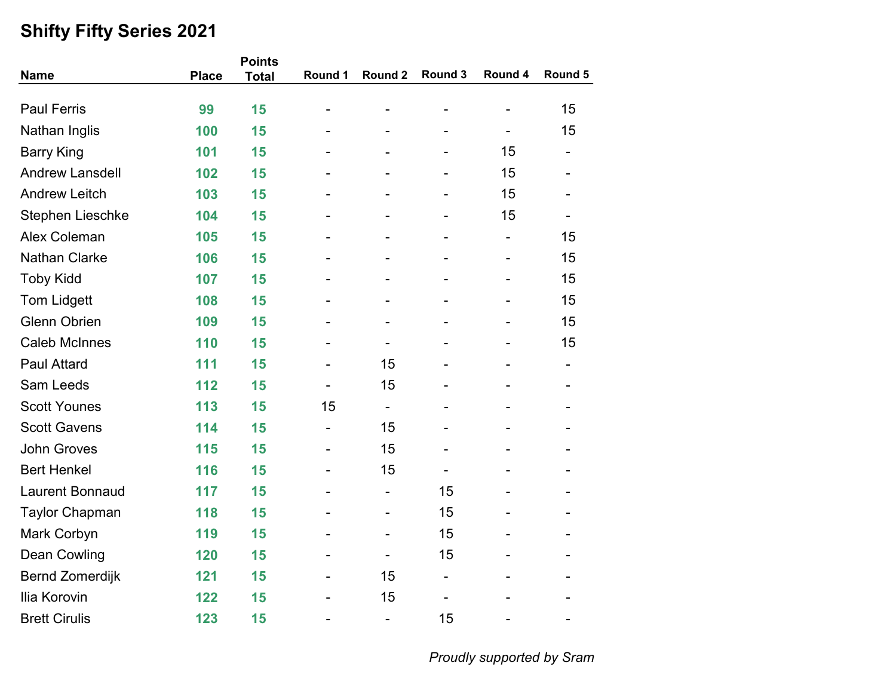## Shifty Fifty Series 2021

| Name | Place | Points Total | Round 1 | Round 2 | Round 3 | Round 4 | Round 5 |
|---|---|---|---|---|---|---|---|
| Paul Ferris | 99 | 15 | - | - | - | - | 15 |
| Nathan Inglis | 100 | 15 | - | - | - | - | 15 |
| Barry King | 101 | 15 | - | - | - | 15 | - |
| Andrew Lansdell | 102 | 15 | - | - | - | 15 | - |
| Andrew Leitch | 103 | 15 | - | - | - | 15 | - |
| Stephen Lieschke | 104 | 15 | - | - | - | 15 | - |
| Alex Coleman | 105 | 15 | - | - | - | - | 15 |
| Nathan Clarke | 106 | 15 | - | - | - | - | 15 |
| Toby Kidd | 107 | 15 | - | - | - | - | 15 |
| Tom Lidgett | 108 | 15 | - | - | - | - | 15 |
| Glenn Obrien | 109 | 15 | - | - | - | - | 15 |
| Caleb McInnes | 110 | 15 | - | - | - | - | 15 |
| Paul Attard | 111 | 15 | - | 15 | - | - | - |
| Sam Leeds | 112 | 15 | - | 15 | - | - | - |
| Scott Younes | 113 | 15 | 15 | - | - | - | - |
| Scott Gavens | 114 | 15 | - | 15 | - | - | - |
| John Groves | 115 | 15 | - | 15 | - | - | - |
| Bert Henkel | 116 | 15 | - | 15 | - | - | - |
| Laurent Bonnaud | 117 | 15 | - | - | 15 | - | - |
| Taylor Chapman | 118 | 15 | - | - | 15 | - | - |
| Mark Corbyn | 119 | 15 | - | - | 15 | - | - |
| Dean Cowling | 120 | 15 | - | - | 15 | - | - |
| Bernd Zomerdijk | 121 | 15 | - | 15 | - | - | - |
| Ilia Korovin | 122 | 15 | - | 15 | - | - | - |
| Brett Cirulis | 123 | 15 | - | - | 15 | - | - |

*Proudly supported by Sram*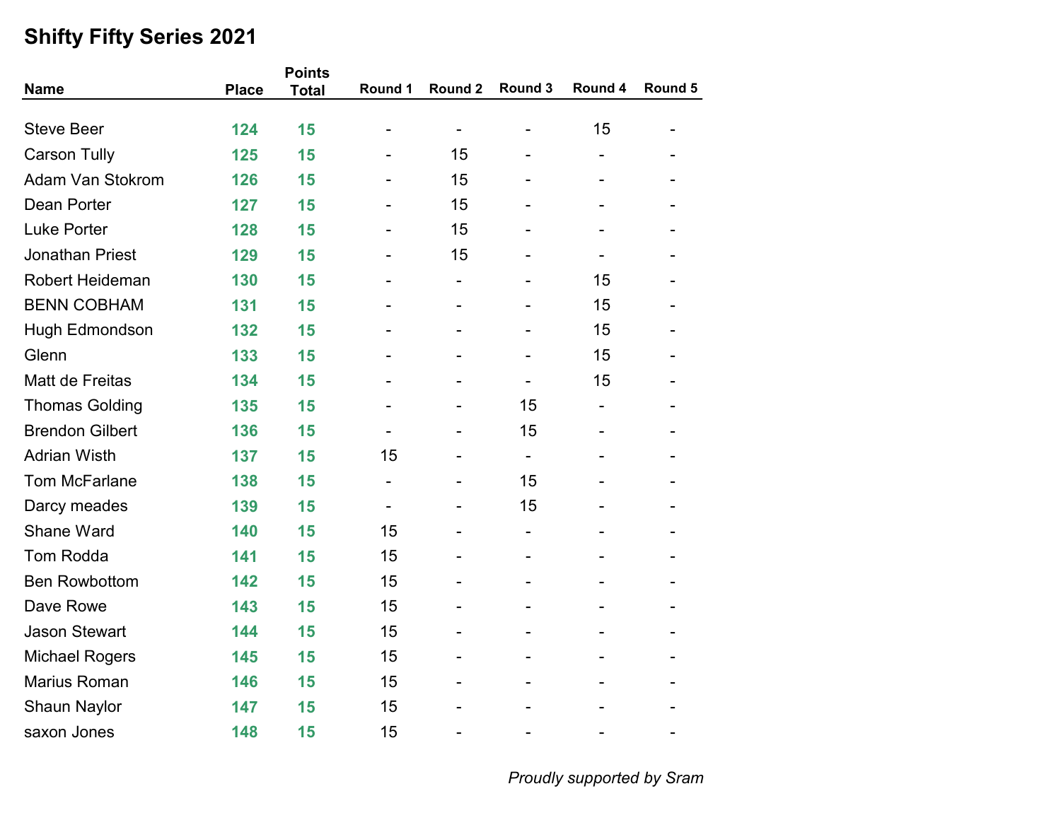# Shifty Fifty Series 2021

| Name | Place | Points Total | Round 1 | Round 2 | Round 3 | Round 4 | Round 5 |
|---|---|---|---|---|---|---|---|
| Steve Beer | **124** | **15** | - | - | - | 15 | - |
| Carson Tully | **125** | **15** | - | 15 | - | - | - |
| Adam Van Stokrom | **126** | **15** | - | 15 | - | - | - |
| Dean Porter | **127** | **15** | - | 15 | - | - | - |
| Luke Porter | **128** | **15** | - | 15 | - | - | - |
| Jonathan Priest | **129** | **15** | - | 15 | - | - | - |
| Robert Heideman | **130** | **15** | - | - | - | 15 | - |
| BENN COBHAM | **131** | **15** | - | - | - | 15 | - |
| Hugh Edmondson | **132** | **15** | - | - | - | 15 | - |
| Glenn | **133** | **15** | - | - | - | 15 | - |
| Matt de Freitas | **134** | **15** | - | - | - | 15 | - |
| Thomas Golding | **135** | **15** | - | - | 15 | - | - |
| Brendon Gilbert | **136** | **15** | - | - | 15 | - | - |
| Adrian Wisth | **137** | **15** | 15 | - | - | - | - |
| Tom McFarlane | **138** | **15** | - | - | 15 | - | - |
| Darcy meades | **139** | **15** | - | - | 15 | - | - |
| Shane Ward | **140** | **15** | 15 | - | - | - | - |
| Tom Rodda | **141** | **15** | 15 | - | - | - | - |
| Ben Rowbottom | **142** | **15** | 15 | - | - | - | - |
| Dave Rowe | **143** | **15** | 15 | - | - | - | - |
| Jason Stewart | **144** | **15** | 15 | - | - | - | - |
| Michael Rogers | **145** | **15** | 15 | - | - | - | - |
| Marius Roman | **146** | **15** | 15 | - | - | - | - |
| Shaun Naylor | **147** | **15** | 15 | - | - | - | - |
| saxon Jones | **148** | **15** | 15 | - | - | - | - |

*Proudly supported by Sram*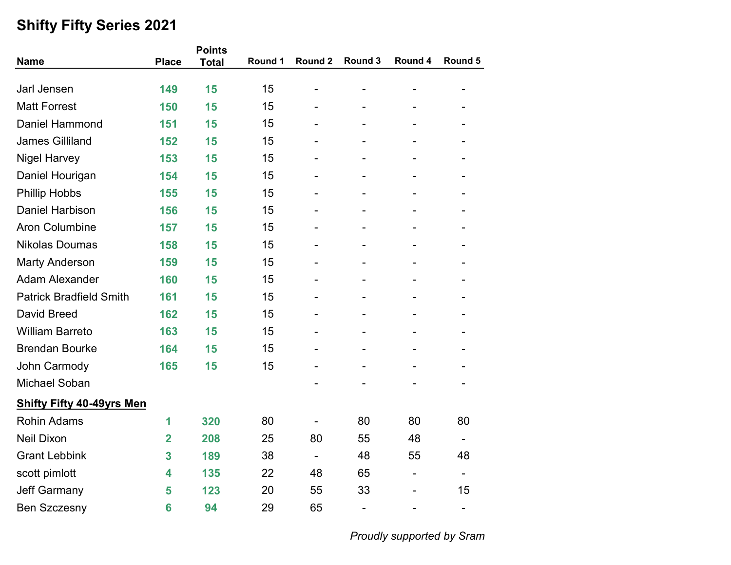# Shifty Fifty Series 2021

| Name | Place | Points Total | Round 1 | Round 2 | Round 3 | Round 4 | Round 5 |
|---|---|---|---|---|---|---|---|
| Jarl Jensen | 149 | 15 | 15 | - | - | - | - |
| Matt Forrest | 150 | 15 | 15 | - | - | - | - |
| Daniel Hammond | 151 | 15 | 15 | - | - | - | - |
| James Gilliland | 152 | 15 | 15 | - | - | - | - |
| Nigel Harvey | 153 | 15 | 15 | - | - | - | - |
| Daniel Hourigan | 154 | 15 | 15 | - | - | - | - |
| Phillip Hobbs | 155 | 15 | 15 | - | - | - | - |
| Daniel Harbison | 156 | 15 | 15 | - | - | - | - |
| Aron Columbine | 157 | 15 | 15 | - | - | - | - |
| Nikolas Doumas | 158 | 15 | 15 | - | - | - | - |
| Marty Anderson | 159 | 15 | 15 | - | - | - | - |
| Adam Alexander | 160 | 15 | 15 | - | - | - | - |
| Patrick Bradfield Smith | 161 | 15 | 15 | - | - | - | - |
| David Breed | 162 | 15 | 15 | - | - | - | - |
| William Barreto | 163 | 15 | 15 | - | - | - | - |
| Brendan Bourke | 164 | 15 | 15 | - | - | - | - |
| John Carmody | 165 | 15 | 15 | - | - | - | - |
| Michael Soban | | | | - | - | - | - |
| **Shifty Fifty 40-49yrs Men** | | | | | | | |
| Rohin Adams | 1 | 320 | 80 | - | 80 | 80 | 80 |
| Neil Dixon | 2 | 208 | 25 | 80 | 55 | 48 | - |
| Grant Lebbink | 3 | 189 | 38 | - | 48 | 55 | 48 |
| scott pimlott | 4 | 135 | 22 | 48 | 65 | - | - |
| Jeff Garmany | 5 | 123 | 20 | 55 | 33 | - | 15 |
| Ben Szczesny | 6 | 94 | 29 | 65 | - | - | - |

*Proudly supported by Sram*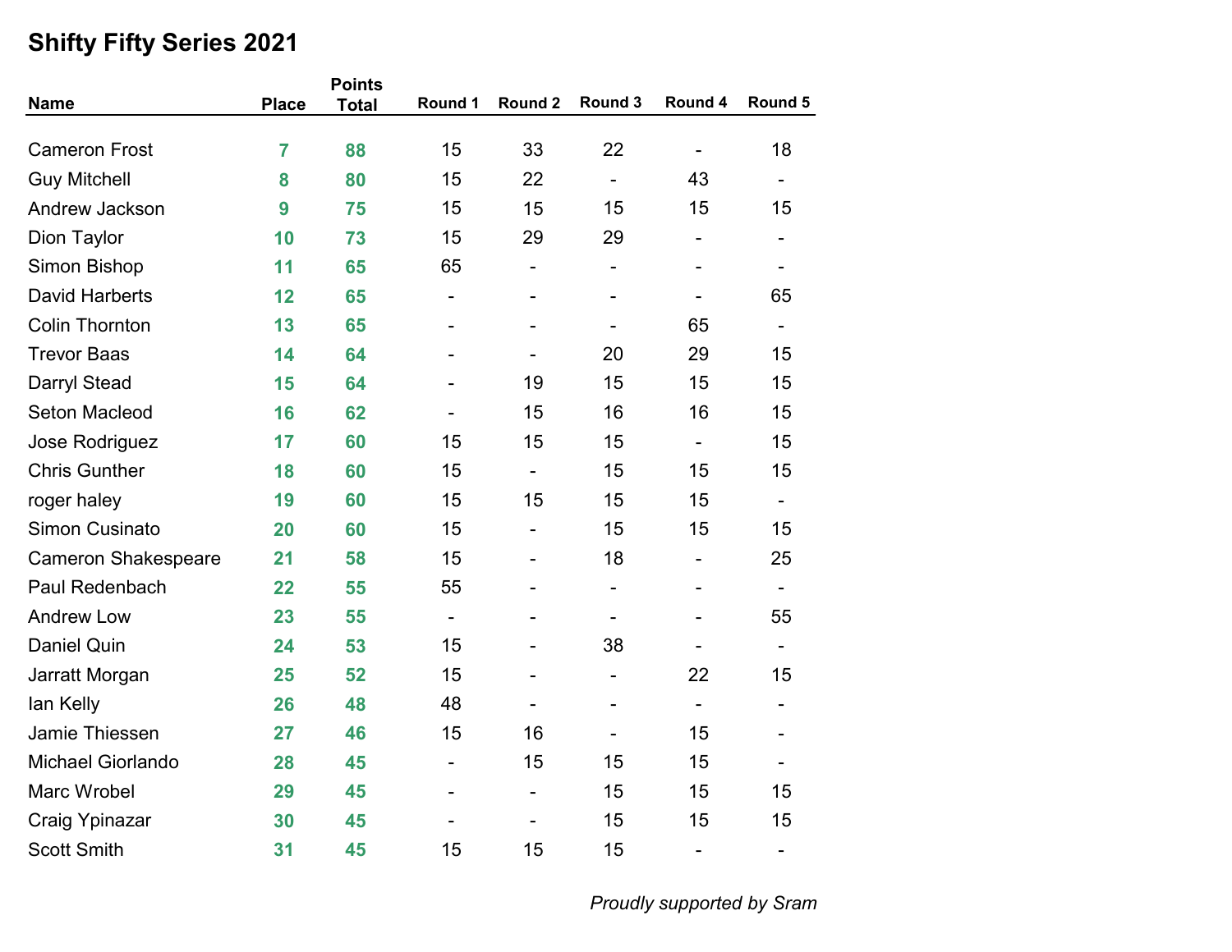# Shifty Fifty Series 2021

| Name | Place | Points Total | Round 1 | Round 2 | Round 3 | Round 4 | Round 5 |
|---|---|---|---|---|---|---|---|
| Cameron Frost | 7 | 88 | 15 | 33 | 22 | - | 18 |
| Guy Mitchell | 8 | 80 | 15 | 22 | - | 43 | - |
| Andrew Jackson | 9 | 75 | 15 | 15 | 15 | 15 | 15 |
| Dion Taylor | 10 | 73 | 15 | 29 | 29 | - | - |
| Simon Bishop | 11 | 65 | 65 | - | - | - | - |
| David Harberts | 12 | 65 | - | - | - | - | 65 |
| Colin Thornton | 13 | 65 | - | - | - | 65 | - |
| Trevor Baas | 14 | 64 | - | - | 20 | 29 | 15 |
| Darryl Stead | 15 | 64 | - | 19 | 15 | 15 | 15 |
| Seton Macleod | 16 | 62 | - | 15 | 16 | 16 | 15 |
| Jose Rodriguez | 17 | 60 | 15 | 15 | 15 | - | 15 |
| Chris Gunther | 18 | 60 | 15 | - | 15 | 15 | 15 |
| roger haley | 19 | 60 | 15 | 15 | 15 | 15 | - |
| Simon Cusinato | 20 | 60 | 15 | - | 15 | 15 | 15 |
| Cameron Shakespeare | 21 | 58 | 15 | - | 18 | - | 25 |
| Paul Redenbach | 22 | 55 | 55 | - | - | - | - |
| Andrew Low | 23 | 55 | - | - | - | - | 55 |
| Daniel Quin | 24 | 53 | 15 | - | 38 | - | - |
| Jarratt Morgan | 25 | 52 | 15 | - | - | 22 | 15 |
| Ian Kelly | 26 | 48 | 48 | - | - | - | - |
| Jamie Thiessen | 27 | 46 | 15 | 16 | - | 15 | - |
| Michael Giorlando | 28 | 45 | - | 15 | 15 | 15 | - |
| Marc Wrobel | 29 | 45 | - | - | 15 | 15 | 15 |
| Craig Ypinazar | 30 | 45 | - | - | 15 | 15 | 15 |
| Scott Smith | 31 | 45 | 15 | 15 | 15 | - | - |

*Proudly supported by Sram*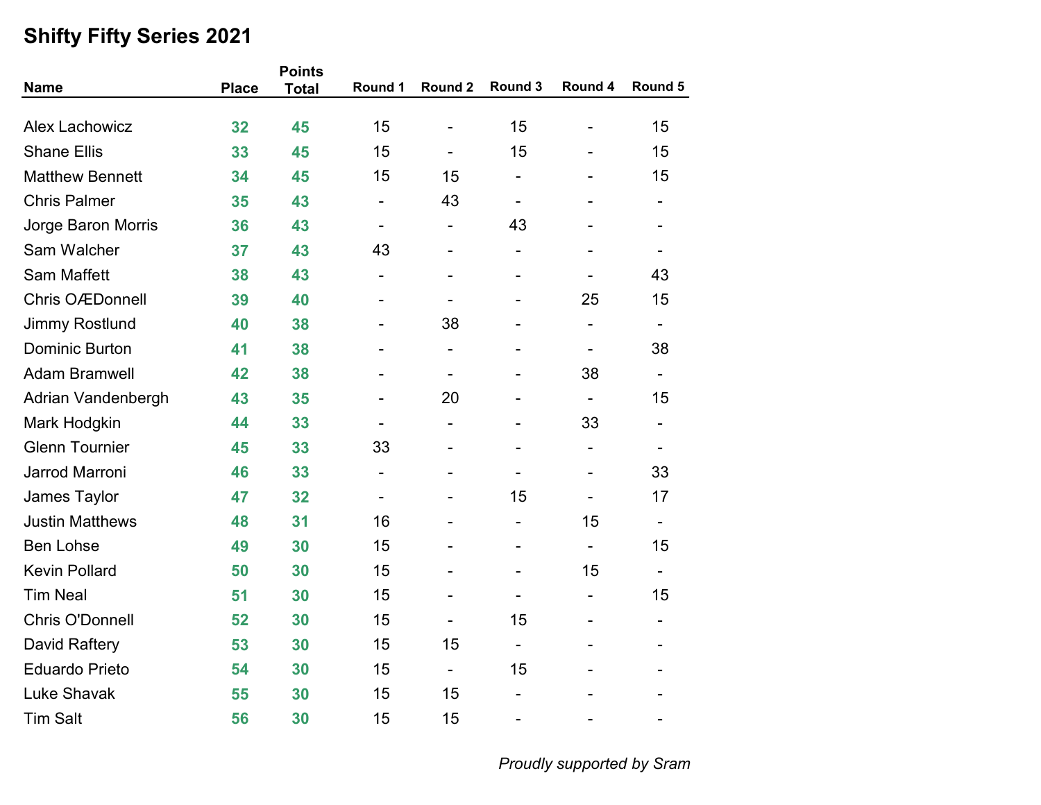# Shifty Fifty Series 2021

| Name | Place | Points Total | Round 1 | Round 2 | Round 3 | Round 4 | Round 5 |
|---|---|---|---|---|---|---|---|
| Alex Lachowicz | 32 | 45 | 15 | - | 15 | - | 15 |
| Shane Ellis | 33 | 45 | 15 | - | 15 | - | 15 |
| Matthew Bennett | 34 | 45 | 15 | 15 | - | - | 15 |
| Chris Palmer | 35 | 43 | - | 43 | - | - | - |
| Jorge Baron Morris | 36 | 43 | - | - | 43 | - | - |
| Sam Walcher | 37 | 43 | 43 | - | - | - | - |
| Sam Maffett | 38 | 43 | - | - | - | - | 43 |
| Chris OÆDonnell | 39 | 40 | - | - | - | 25 | 15 |
| Jimmy Rostlund | 40 | 38 | - | 38 | - | - | - |
| Dominic Burton | 41 | 38 | - | - | - | - | 38 |
| Adam Bramwell | 42 | 38 | - | - | - | 38 | - |
| Adrian Vandenbergh | 43 | 35 | - | 20 | - | - | 15 |
| Mark Hodgkin | 44 | 33 | - | - | - | 33 | - |
| Glenn Tournier | 45 | 33 | 33 | - | - | - | - |
| Jarrod Marroni | 46 | 33 | - | - | - | - | 33 |
| James Taylor | 47 | 32 | - | - | 15 | - | 17 |
| Justin Matthews | 48 | 31 | 16 | - | - | 15 | - |
| Ben Lohse | 49 | 30 | 15 | - | - | - | 15 |
| Kevin Pollard | 50 | 30 | 15 | - | - | 15 | - |
| Tim Neal | 51 | 30 | 15 | - | - | - | 15 |
| Chris O'Donnell | 52 | 30 | 15 | - | 15 | - | - |
| David Raftery | 53 | 30 | 15 | 15 | - | - | - |
| Eduardo Prieto | 54 | 30 | 15 | - | 15 | - | - |
| Luke Shavak | 55 | 30 | 15 | 15 | - | - | - |
| Tim Salt | 56 | 30 | 15 | 15 | - | - | - |

*Proudly supported by Sram*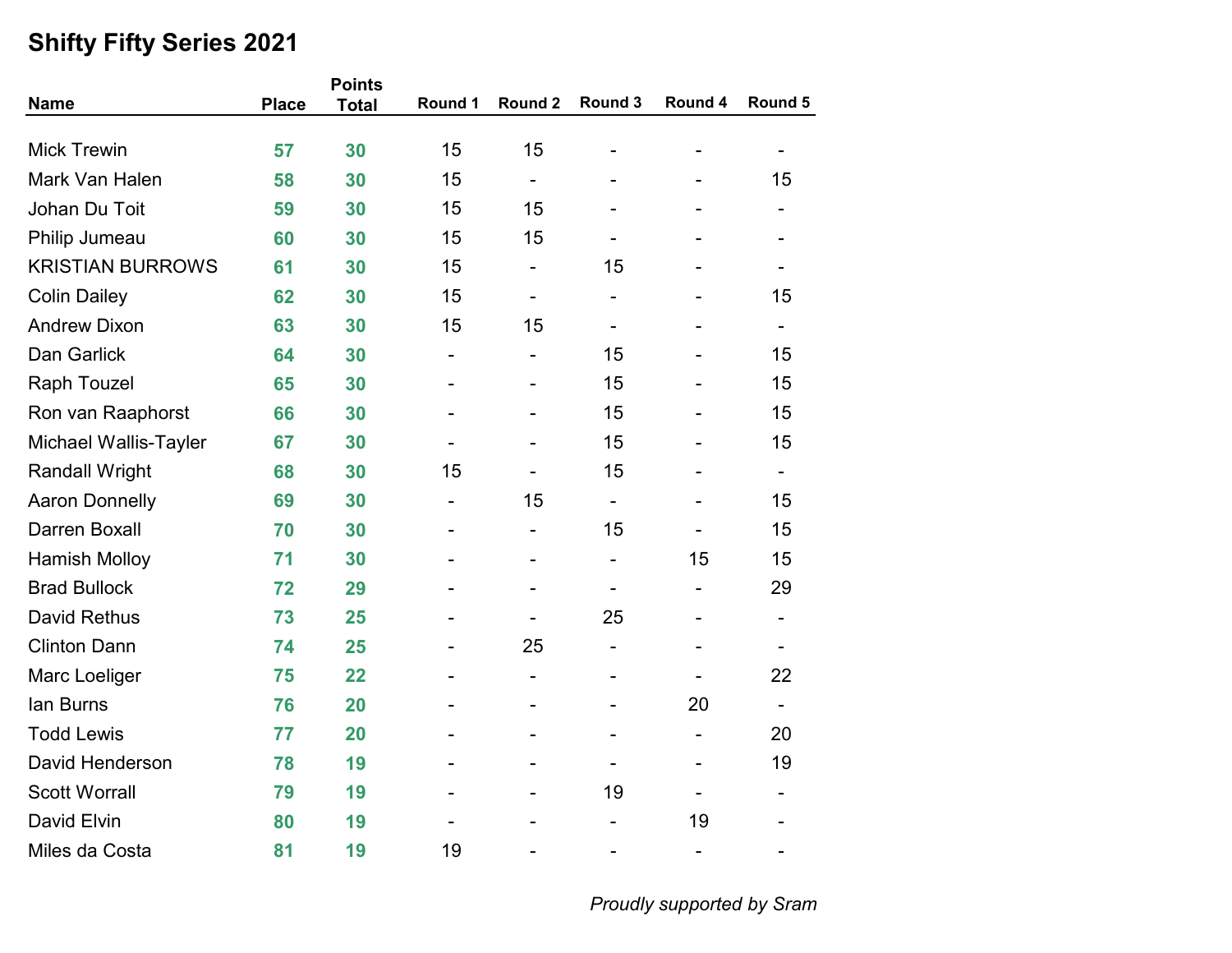## Shifty Fifty Series 2021

| Name | Place | Points Total | Round 1 | Round 2 | Round 3 | Round 4 | Round 5 |
|---|---|---|---|---|---|---|---|
| Mick Trewin | 57 | 30 | 15 | 15 | - | - | - |
| Mark Van Halen | 58 | 30 | 15 | - | - | - | 15 |
| Johan Du Toit | 59 | 30 | 15 | 15 | - | - | - |
| Philip Jumeau | 60 | 30 | 15 | 15 | - | - | - |
| KRISTIAN BURROWS | 61 | 30 | 15 | - | 15 | - | - |
| Colin Dailey | 62 | 30 | 15 | - | - | - | 15 |
| Andrew Dixon | 63 | 30 | 15 | 15 | - | - | - |
| Dan Garlick | 64 | 30 | - | - | 15 | - | 15 |
| Raph Touzel | 65 | 30 | - | - | 15 | - | 15 |
| Ron van Raaphorst | 66 | 30 | - | - | 15 | - | 15 |
| Michael Wallis-Tayler | 67 | 30 | - | - | 15 | - | 15 |
| Randall Wright | 68 | 30 | 15 | - | 15 | - | - |
| Aaron Donnelly | 69 | 30 | - | 15 | - | - | 15 |
| Darren Boxall | 70 | 30 | - | - | 15 | - | 15 |
| Hamish Molloy | 71 | 30 | - | - | - | 15 | 15 |
| Brad Bullock | 72 | 29 | - | - | - | - | 29 |
| David Rethus | 73 | 25 | - | - | 25 | - | - |
| Clinton Dann | 74 | 25 | - | 25 | - | - | - |
| Marc Loeliger | 75 | 22 | - | - | - | - | 22 |
| Ian Burns | 76 | 20 | - | - | - | 20 | - |
| Todd Lewis | 77 | 20 | - | - | - | - | 20 |
| David Henderson | 78 | 19 | - | - | - | - | 19 |
| Scott Worrall | 79 | 19 | - | - | 19 | - | - |
| David Elvin | 80 | 19 | - | - | - | 19 | - |
| Miles da Costa | 81 | 19 | 19 | - | - | - | - |

*Proudly supported by Sram*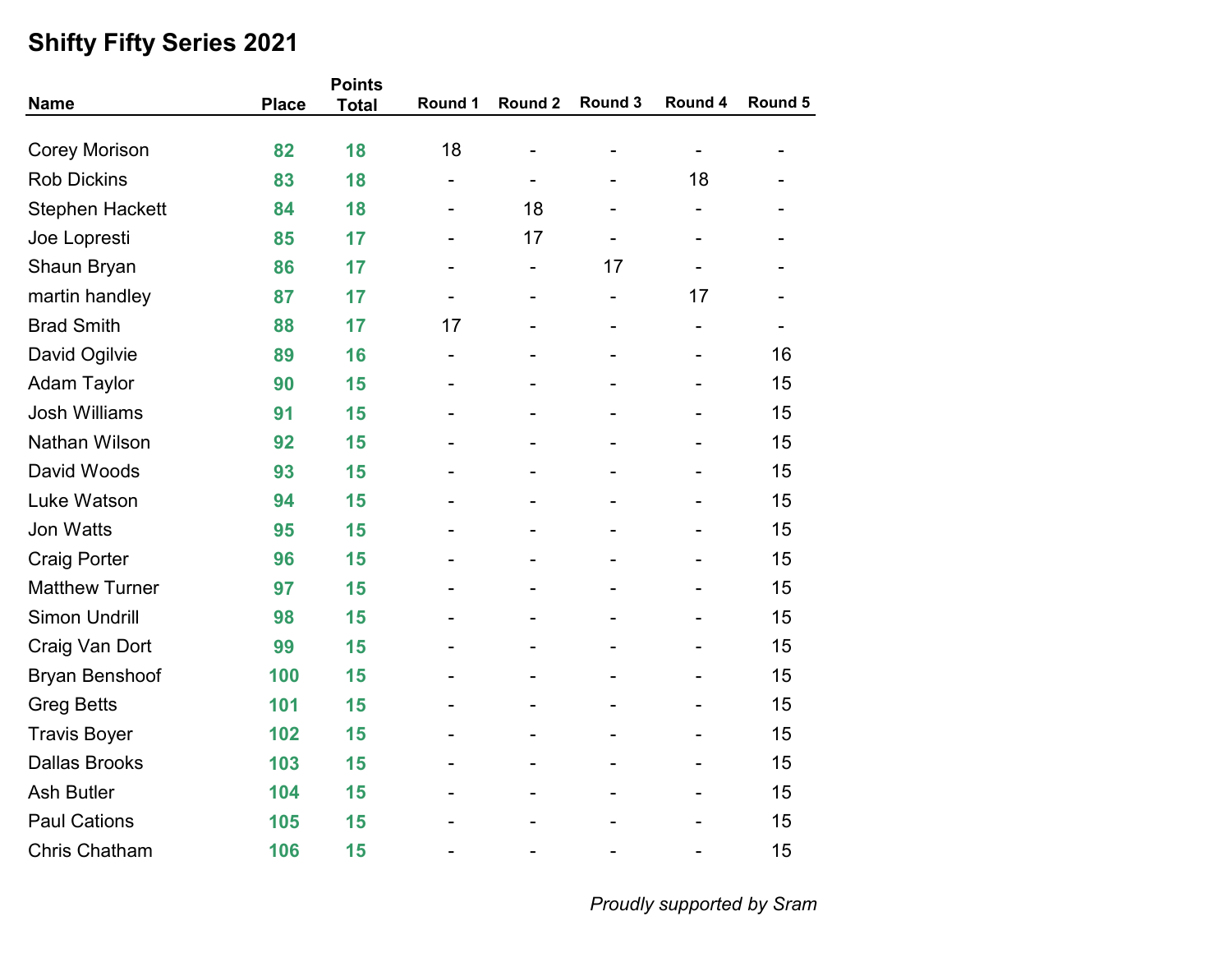## Shifty Fifty Series 2021

| Name | Place | Points Total | Round 1 | Round 2 | Round 3 | Round 4 | Round 5 |
|---|---|---|---|---|---|---|---|
| Corey Morison | 82 | 18 | 18 | - | - | - | - |
| Rob Dickins | 83 | 18 | - | - | - | 18 | - |
| Stephen Hackett | 84 | 18 | - | 18 | - | - | - |
| Joe Lopresti | 85 | 17 | - | 17 | - | - | - |
| Shaun Bryan | 86 | 17 | - | - | 17 | - | - |
| martin handley | 87 | 17 | - | - | - | 17 | - |
| Brad Smith | 88 | 17 | 17 | - | - | - | - |
| David Ogilvie | 89 | 16 | - | - | - | - | 16 |
| Adam Taylor | 90 | 15 | - | - | - | - | 15 |
| Josh Williams | 91 | 15 | - | - | - | - | 15 |
| Nathan Wilson | 92 | 15 | - | - | - | - | 15 |
| David Woods | 93 | 15 | - | - | - | - | 15 |
| Luke Watson | 94 | 15 | - | - | - | - | 15 |
| Jon Watts | 95 | 15 | - | - | - | - | 15 |
| Craig Porter | 96 | 15 | - | - | - | - | 15 |
| Matthew Turner | 97 | 15 | - | - | - | - | 15 |
| Simon Undrill | 98 | 15 | - | - | - | - | 15 |
| Craig Van Dort | 99 | 15 | - | - | - | - | 15 |
| Bryan Benshoof | 100 | 15 | - | - | - | - | 15 |
| Greg Betts | 101 | 15 | - | - | - | - | 15 |
| Travis Boyer | 102 | 15 | - | - | - | - | 15 |
| Dallas Brooks | 103 | 15 | - | - | - | - | 15 |
| Ash Butler | 104 | 15 | - | - | - | - | 15 |
| Paul Cations | 105 | 15 | - | - | - | - | 15 |
| Chris Chatham | 106 | 15 | - | - | - | - | 15 |

*Proudly supported by Sram*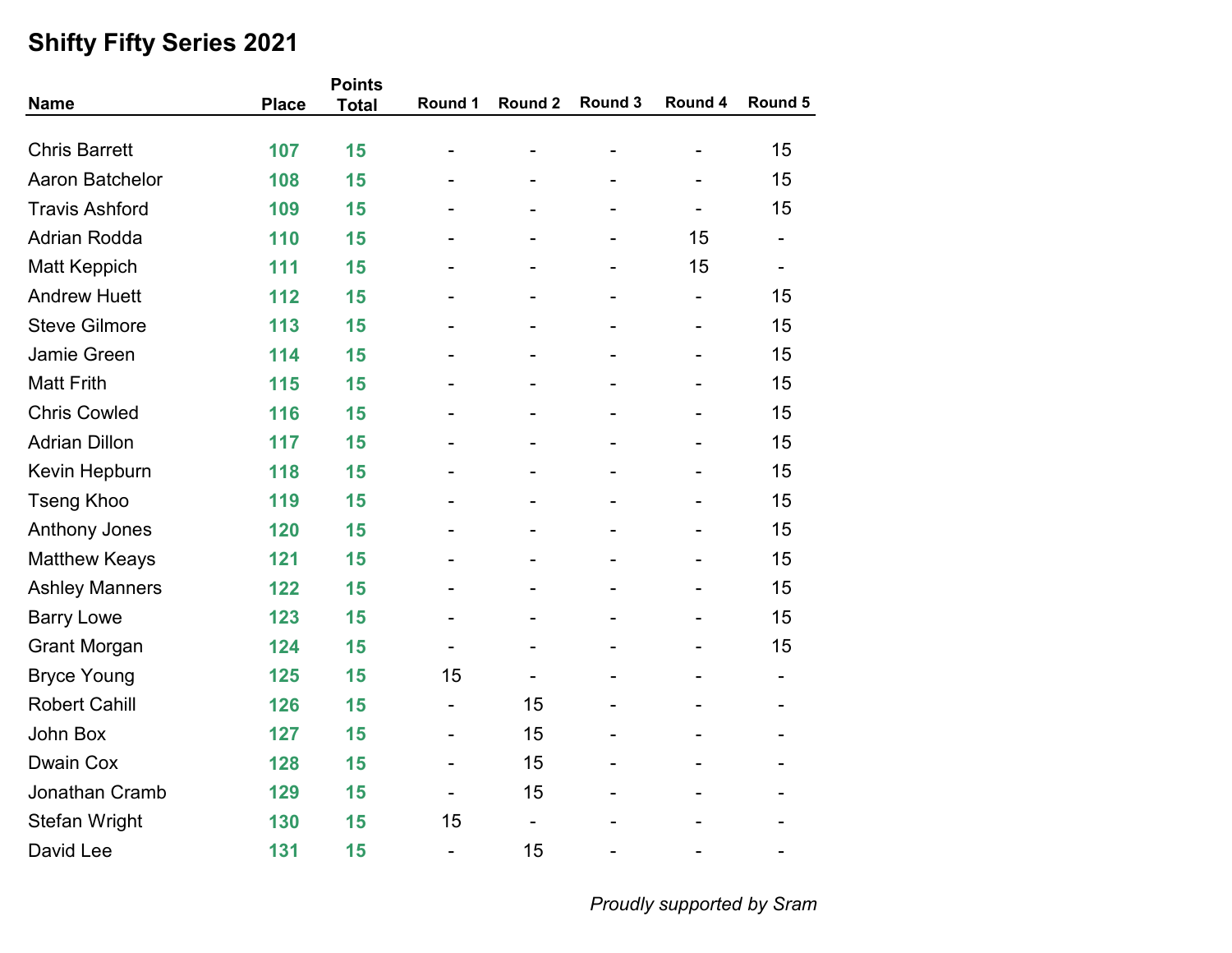## Shifty Fifty Series 2021

| Name | Place | Points Total | Round 1 | Round 2 | Round 3 | Round 4 | Round 5 |
|---|---|---|---|---|---|---|---|
| Chris Barrett | **107** | **15** | - | - | - | - | 15 |
| Aaron Batchelor | **108** | **15** | - | - | - | - | 15 |
| Travis Ashford | **109** | **15** | - | - | - | - | 15 |
| Adrian Rodda | **110** | **15** | - | - | - | 15 | - |
| Matt Keppich | **111** | **15** | - | - | - | 15 | - |
| Andrew Huett | **112** | **15** | - | - | - | - | 15 |
| Steve Gilmore | **113** | **15** | - | - | - | - | 15 |
| Jamie Green | **114** | **15** | - | - | - | - | 15 |
| Matt Frith | **115** | **15** | - | - | - | - | 15 |
| Chris Cowled | **116** | **15** | - | - | - | - | 15 |
| Adrian Dillon | **117** | **15** | - | - | - | - | 15 |
| Kevin Hepburn | **118** | **15** | - | - | - | - | 15 |
| Tseng Khoo | **119** | **15** | - | - | - | - | 15 |
| Anthony Jones | **120** | **15** | - | - | - | - | 15 |
| Matthew Keays | **121** | **15** | - | - | - | - | 15 |
| Ashley Manners | **122** | **15** | - | - | - | - | 15 |
| Barry Lowe | **123** | **15** | - | - | - | - | 15 |
| Grant Morgan | **124** | **15** | - | - | - | - | 15 |
| Bryce Young | **125** | **15** | 15 | - | - | - | - |
| Robert Cahill | **126** | **15** | - | 15 | - | - | - |
| John Box | **127** | **15** | - | 15 | - | - | - |
| Dwain Cox | **128** | **15** | - | 15 | - | - | - |
| Jonathan Cramb | **129** | **15** | - | 15 | - | - | - |
| Stefan Wright | **130** | **15** | 15 | - | - | - | - |
| David Lee | **131** | **15** | - | 15 | - | - | - |

*Proudly supported by Sram*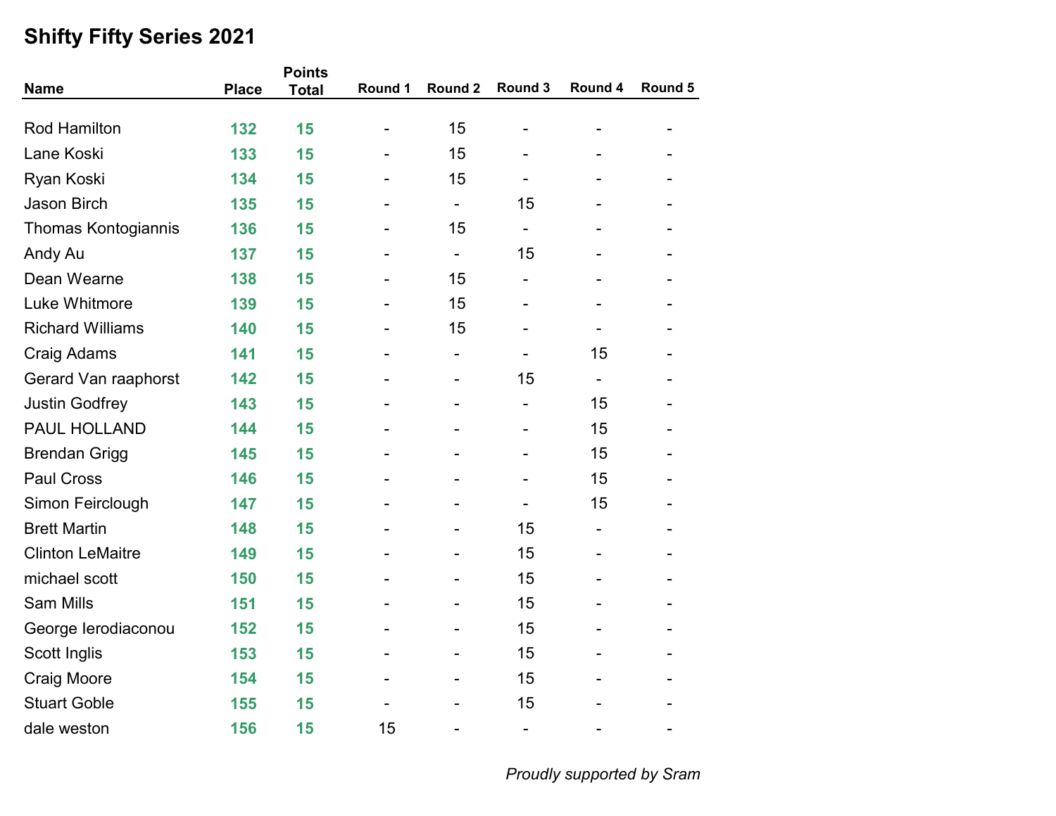# Shifty Fifty Series 2021

| Name | Place | Points Total | Round 1 | Round 2 | Round 3 | Round 4 | Round 5 |
|---|---|---|---|---|---|---|---|
| Rod Hamilton | **132** | **15** | - | 15 | - | - | - |
| Lane Koski | **133** | **15** | - | 15 | - | - | - |
| Ryan Koski | **134** | **15** | - | 15 | - | - | - |
| Jason Birch | **135** | **15** | - | - | 15 | - | - |
| Thomas Kontogiannis | **136** | **15** | - | 15 | - | - | - |
| Andy Au | **137** | **15** | - | - | 15 | - | - |
| Dean Wearne | **138** | **15** | - | 15 | - | - | - |
| Luke Whitmore | **139** | **15** | - | 15 | - | - | - |
| Richard Williams | **140** | **15** | - | 15 | - | - | - |
| Craig Adams | **141** | **15** | - | - | - | 15 | - |
| Gerard Van raaphorst | **142** | **15** | - | - | 15 | - | - |
| Justin Godfrey | **143** | **15** | - | - | - | 15 | - |
| PAUL HOLLAND | **144** | **15** | - | - | - | 15 | - |
| Brendan Grigg | **145** | **15** | - | - | - | 15 | - |
| Paul Cross | **146** | **15** | - | - | - | 15 | - |
| Simon Feirclough | **147** | **15** | - | - | - | 15 | - |
| Brett Martin | **148** | **15** | - | - | 15 | - | - |
| Clinton LeMaitre | **149** | **15** | - | - | 15 | - | - |
| michael scott | **150** | **15** | - | - | 15 | - | - |
| Sam Mills | **151** | **15** | - | - | 15 | - | - |
| George Ierodiaconou | **152** | **15** | - | - | 15 | - | - |
| Scott Inglis | **153** | **15** | - | - | 15 | - | - |
| Craig Moore | **154** | **15** | - | - | 15 | - | - |
| Stuart Goble | **155** | **15** | - | - | 15 | - | - |
| dale weston | **156** | **15** | 15 | - | - | - | - |

*Proudly supported by Sram*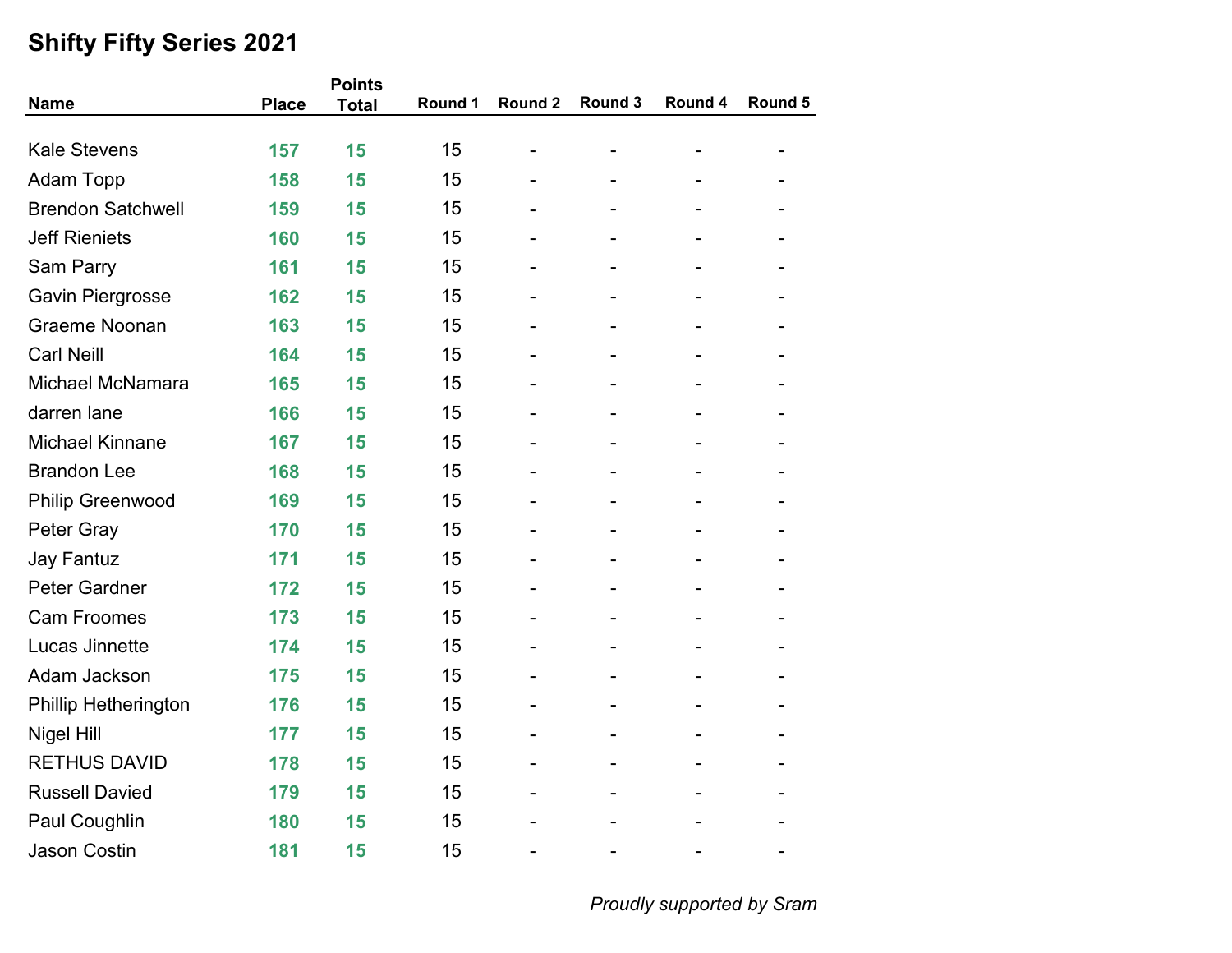# Shifty Fifty Series 2021

| Name | Place | Points Total | Round 1 | Round 2 | Round 3 | Round 4 | Round 5 |
|---|---|---|---|---|---|---|---|
| Kale Stevens | **157** | **15** | 15 | - | - | - | - |
| Adam Topp | **158** | **15** | 15 | - | - | - | - |
| Brendon Satchwell | **159** | **15** | 15 | - | - | - | - |
| Jeff Rieniets | **160** | **15** | 15 | - | - | - | - |
| Sam Parry | **161** | **15** | 15 | - | - | - | - |
| Gavin Piergrosse | **162** | **15** | 15 | - | - | - | - |
| Graeme Noonan | **163** | **15** | 15 | - | - | - | - |
| Carl Neill | **164** | **15** | 15 | - | - | - | - |
| Michael McNamara | **165** | **15** | 15 | - | - | - | - |
| darren lane | **166** | **15** | 15 | - | - | - | - |
| Michael Kinnane | **167** | **15** | 15 | - | - | - | - |
| Brandon Lee | **168** | **15** | 15 | - | - | - | - |
| Philip Greenwood | **169** | **15** | 15 | - | - | - | - |
| Peter Gray | **170** | **15** | 15 | - | - | - | - |
| Jay Fantuz | **171** | **15** | 15 | - | - | - | - |
| Peter Gardner | **172** | **15** | 15 | - | - | - | - |
| Cam Froomes | **173** | **15** | 15 | - | - | - | - |
| Lucas Jinnette | **174** | **15** | 15 | - | - | - | - |
| Adam Jackson | **175** | **15** | 15 | - | - | - | - |
| Phillip Hetherington | **176** | **15** | 15 | - | - | - | - |
| Nigel Hill | **177** | **15** | 15 | - | - | - | - |
| RETHUS DAVID | **178** | **15** | 15 | - | - | - | - |
| Russell Davied | **179** | **15** | 15 | - | - | - | - |
| Paul Coughlin | **180** | **15** | 15 | - | - | - | - |
| Jason Costin | **181** | **15** | 15 | - | - | - | - |

*Proudly supported by Sram*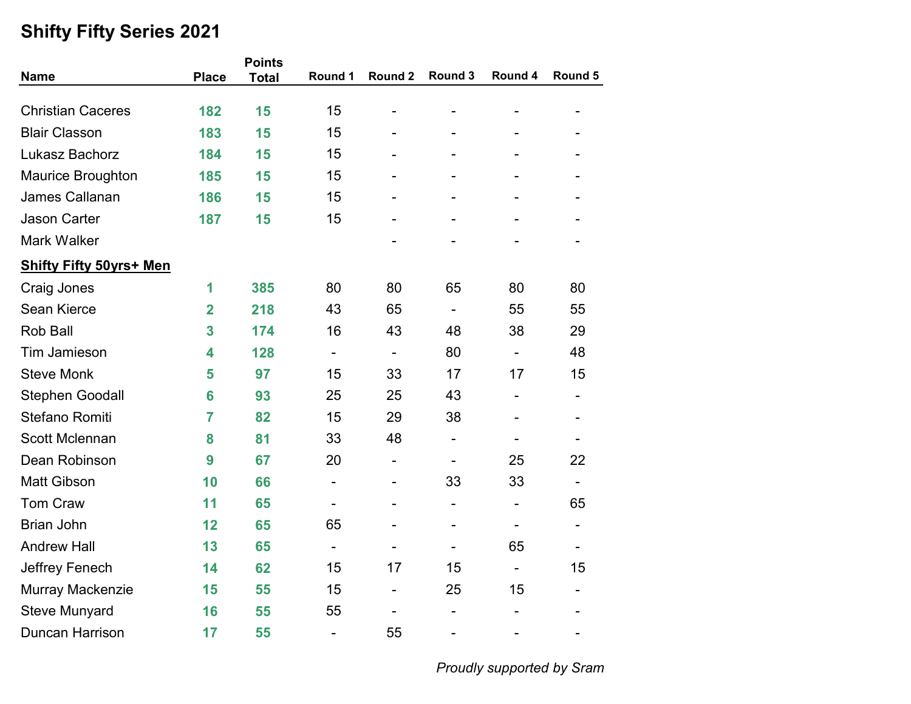# Shifty Fifty Series 2021

| Name | Place | Points Total | Round 1 | Round 2 | Round 3 | Round 4 | Round 5 |
|---|---|---|---|---|---|---|---|
| Christian Caceres | 182 | 15 | 15 | - | - | - | - |
| Blair Classon | 183 | 15 | 15 | - | - | - | - |
| Lukasz Bachorz | 184 | 15 | 15 | - | - | - | - |
| Maurice Broughton | 185 | 15 | 15 | - | - | - | - |
| James Callanan | 186 | 15 | 15 | - | - | - | - |
| Jason Carter | 187 | 15 | 15 | - | - | - | - |
| Mark Walker | | | | - | - | - | - |
| **Shifty Fifty 50yrs+ Men** | | | | | | | |
| Craig Jones | 1 | 385 | 80 | 80 | 65 | 80 | 80 |
| Sean Kierce | 2 | 218 | 43 | 65 | - | 55 | 55 |
| Rob Ball | 3 | 174 | 16 | 43 | 48 | 38 | 29 |
| Tim Jamieson | 4 | 128 | - | - | 80 | - | 48 |
| Steve Monk | 5 | 97 | 15 | 33 | 17 | 17 | 15 |
| Stephen Goodall | 6 | 93 | 25 | 25 | 43 | - | - |
| Stefano Romiti | 7 | 82 | 15 | 29 | 38 | - | - |
| Scott Mclennan | 8 | 81 | 33 | 48 | - | - | - |
| Dean Robinson | 9 | 67 | 20 | - | - | 25 | 22 |
| Matt Gibson | 10 | 66 | - | - | 33 | 33 | - |
| Tom Craw | 11 | 65 | - | - | - | - | 65 |
| Brian John | 12 | 65 | 65 | - | - | - | - |
| Andrew Hall | 13 | 65 | - | - | - | 65 | - |
| Jeffrey Fenech | 14 | 62 | 15 | 17 | 15 | - | 15 |
| Murray Mackenzie | 15 | 55 | 15 | - | 25 | 15 | - |
| Steve Munyard | 16 | 55 | 55 | - | - | - | - |
| Duncan Harrison | 17 | 55 | - | 55 | - | - | - |

*Proudly supported by Sram*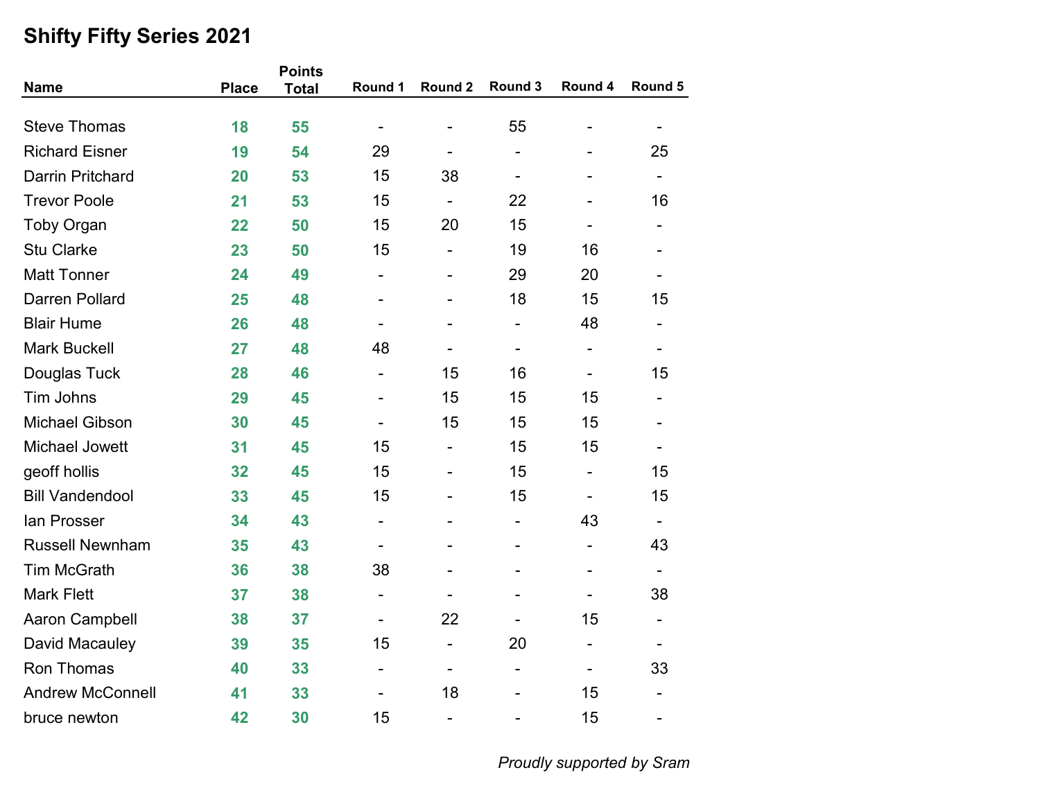# Shifty Fifty Series 2021

| Name | Place | Points Total | Round 1 | Round 2 | Round 3 | Round 4 | Round 5 |
|---|---|---|---|---|---|---|---|
| Steve Thomas | 18 | 55 | - | - | 55 | - | - |
| Richard Eisner | 19 | 54 | 29 | - | - | - | 25 |
| Darrin Pritchard | 20 | 53 | 15 | 38 | - | - | - |
| Trevor Poole | 21 | 53 | 15 | - | 22 | - | 16 |
| Toby Organ | 22 | 50 | 15 | 20 | 15 | - | - |
| Stu Clarke | 23 | 50 | 15 | - | 19 | 16 | - |
| Matt Tonner | 24 | 49 | - | - | 29 | 20 | - |
| Darren Pollard | 25 | 48 | - | - | 18 | 15 | 15 |
| Blair Hume | 26 | 48 | - | - | - | 48 | - |
| Mark Buckell | 27 | 48 | 48 | - | - | - | - |
| Douglas Tuck | 28 | 46 | - | 15 | 16 | - | 15 |
| Tim Johns | 29 | 45 | - | 15 | 15 | 15 | - |
| Michael Gibson | 30 | 45 | - | 15 | 15 | 15 | - |
| Michael Jowett | 31 | 45 | 15 | - | 15 | 15 | - |
| geoff hollis | 32 | 45 | 15 | - | 15 | - | 15 |
| Bill Vandendool | 33 | 45 | 15 | - | 15 | - | 15 |
| Ian Prosser | 34 | 43 | - | - | - | 43 | - |
| Russell Newnham | 35 | 43 | - | - | - | - | 43 |
| Tim McGrath | 36 | 38 | 38 | - | - | - | - |
| Mark Flett | 37 | 38 | - | - | - | - | 38 |
| Aaron Campbell | 38 | 37 | - | 22 | - | 15 | - |
| David Macauley | 39 | 35 | 15 | - | 20 | - | - |
| Ron Thomas | 40 | 33 | - | - | - | - | 33 |
| Andrew McConnell | 41 | 33 | - | 18 | - | 15 | - |
| bruce newton | 42 | 30 | 15 | - | - | 15 | - |

*Proudly supported by Sram*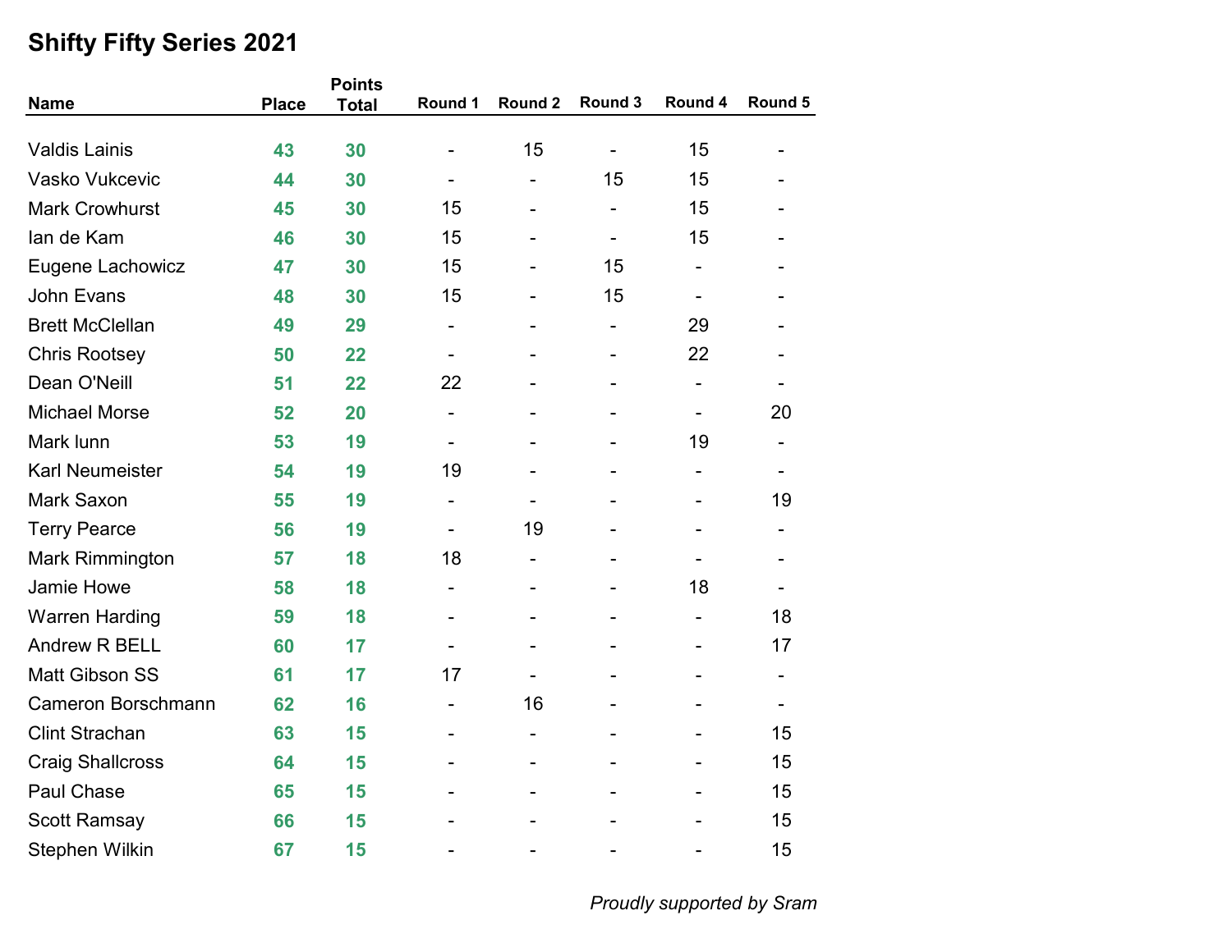## Shifty Fifty Series 2021

| Name | Place | Points Total | Round 1 | Round 2 | Round 3 | Round 4 | Round 5 |
|---|---|---|---|---|---|---|---|
| Valdis Lainis | 43 | 30 | - | 15 | - | 15 | - |
| Vasko Vukcevic | 44 | 30 | - | - | 15 | 15 | - |
| Mark Crowhurst | 45 | 30 | 15 | - | - | 15 | - |
| Ian de Kam | 46 | 30 | 15 | - | - | 15 | - |
| Eugene Lachowicz | 47 | 30 | 15 | - | 15 | - | - |
| John Evans | 48 | 30 | 15 | - | 15 | - | - |
| Brett McClellan | 49 | 29 | - | - | - | 29 | - |
| Chris Rootsey | 50 | 22 | - | - | - | 22 | - |
| Dean O'Neill | 51 | 22 | 22 | - | - | - | - |
| Michael Morse | 52 | 20 | - | - | - | - | 20 |
| Mark lunn | 53 | 19 | - | - | - | 19 | - |
| Karl Neumeister | 54 | 19 | 19 | - | - | - | - |
| Mark Saxon | 55 | 19 | - | - | - | - | 19 |
| Terry Pearce | 56 | 19 | - | 19 | - | - | - |
| Mark Rimmington | 57 | 18 | 18 | - | - | - | - |
| Jamie Howe | 58 | 18 | - | - | - | 18 | - |
| Warren Harding | 59 | 18 | - | - | - | - | 18 |
| Andrew R BELL | 60 | 17 | - | - | - | - | 17 |
| Matt Gibson SS | 61 | 17 | 17 | - | - | - | - |
| Cameron Borschmann | 62 | 16 | - | 16 | - | - | - |
| Clint Strachan | 63 | 15 | - | - | - | - | 15 |
| Craig Shallcross | 64 | 15 | - | - | - | - | 15 |
| Paul Chase | 65 | 15 | - | - | - | - | 15 |
| Scott Ramsay | 66 | 15 | - | - | - | - | 15 |
| Stephen Wilkin | 67 | 15 | - | - | - | - | 15 |

*Proudly supported by Sram*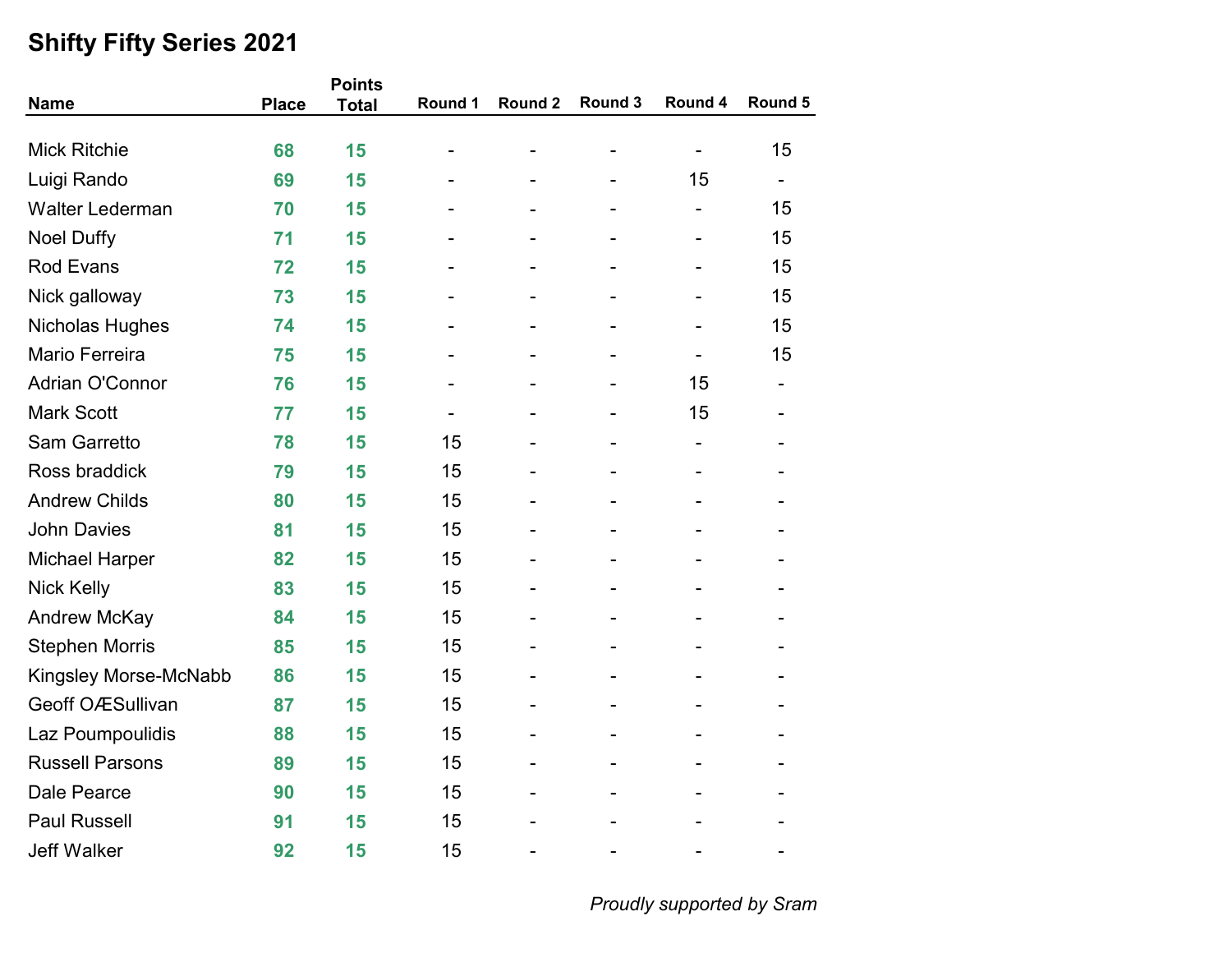## Shifty Fifty Series 2021

| Name | Place | Points Total | Round 1 | Round 2 | Round 3 | Round 4 | Round 5 |
|---|---|---|---|---|---|---|---|
| Mick Ritchie | 68 | 15 | - | - | - | - | 15 |
| Luigi Rando | 69 | 15 | - | - | - | 15 | - |
| Walter Lederman | 70 | 15 | - | - | - | - | 15 |
| Noel Duffy | 71 | 15 | - | - | - | - | 15 |
| Rod Evans | 72 | 15 | - | - | - | - | 15 |
| Nick galloway | 73 | 15 | - | - | - | - | 15 |
| Nicholas Hughes | 74 | 15 | - | - | - | - | 15 |
| Mario Ferreira | 75 | 15 | - | - | - | - | 15 |
| Adrian O'Connor | 76 | 15 | - | - | - | 15 | - |
| Mark Scott | 77 | 15 | - | - | - | 15 | - |
| Sam Garretto | 78 | 15 | 15 | - | - | - | - |
| Ross braddick | 79 | 15 | 15 | - | - | - | - |
| Andrew Childs | 80 | 15 | 15 | - | - | - | - |
| John Davies | 81 | 15 | 15 | - | - | - | - |
| Michael Harper | 82 | 15 | 15 | - | - | - | - |
| Nick Kelly | 83 | 15 | 15 | - | - | - | - |
| Andrew McKay | 84 | 15 | 15 | - | - | - | - |
| Stephen Morris | 85 | 15 | 15 | - | - | - | - |
| Kingsley Morse-McNabb | 86 | 15 | 15 | - | - | - | - |
| Geoff OÆSullivan | 87 | 15 | 15 | - | - | - | - |
| Laz Poumpoulidis | 88 | 15 | 15 | - | - | - | - |
| Russell Parsons | 89 | 15 | 15 | - | - | - | - |
| Dale Pearce | 90 | 15 | 15 | - | - | - | - |
| Paul Russell | 91 | 15 | 15 | - | - | - | - |
| Jeff Walker | 92 | 15 | 15 | - | - | - | - |

*Proudly supported by Sram*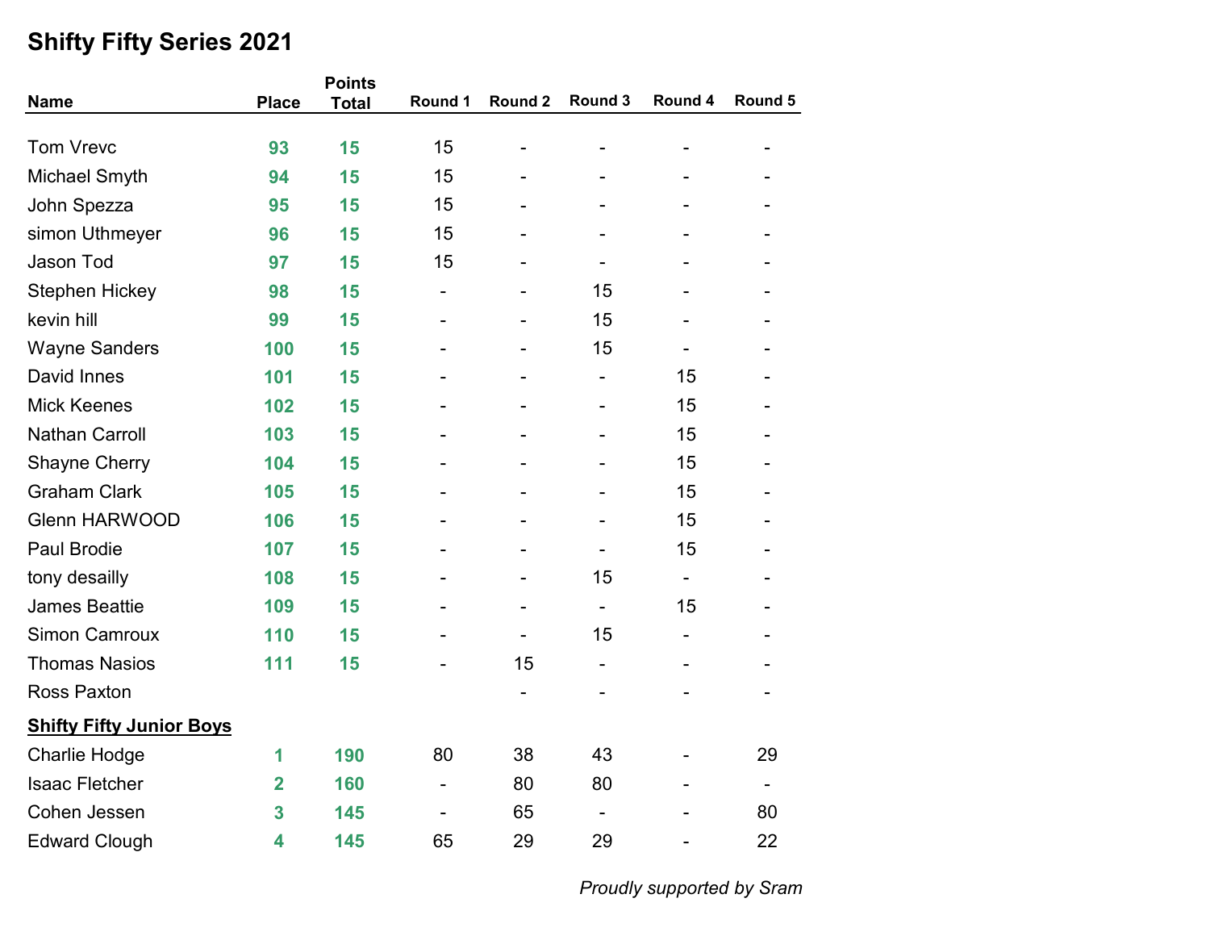# Shifty Fifty Series 2021

| Name | Place | Points Total | Round 1 | Round 2 | Round 3 | Round 4 | Round 5 |
|---|---|---|---|---|---|---|---|
| Tom Vrevc | 93 | 15 | 15 | - | - | - | - |
| Michael Smyth | 94 | 15 | 15 | - | - | - | - |
| John Spezza | 95 | 15 | 15 | - | - | - | - |
| simon Uthmeyer | 96 | 15 | 15 | - | - | - | - |
| Jason Tod | 97 | 15 | 15 | - | - | - | - |
| Stephen Hickey | 98 | 15 | - | - | 15 | - | - |
| kevin hill | 99 | 15 | - | - | 15 | - | - |
| Wayne Sanders | 100 | 15 | - | - | 15 | - | - |
| David Innes | 101 | 15 | - | - | - | 15 | - |
| Mick Keenes | 102 | 15 | - | - | - | 15 | - |
| Nathan Carroll | 103 | 15 | - | - | - | 15 | - |
| Shayne Cherry | 104 | 15 | - | - | - | 15 | - |
| Graham Clark | 105 | 15 | - | - | - | 15 | - |
| Glenn HARWOOD | 106 | 15 | - | - | - | 15 | - |
| Paul Brodie | 107 | 15 | - | - | - | 15 | - |
| tony desailly | 108 | 15 | - | - | 15 | - | - |
| James Beattie | 109 | 15 | - | - | - | 15 | - |
| Simon Camroux | 110 | 15 | - | - | 15 | - | - |
| Thomas Nasios | 111 | 15 | - | 15 | - | - | - |
| Ross Paxton | | | | - | - | - | - |

## Shifty Fifty Junior Boys

| Name | Place | Points Total | Round 1 | Round 2 | Round 3 | Round 4 | Round 5 |
|---|---|---|---|---|---|---|---|
| Charlie Hodge | 1 | 190 | 80 | 38 | 43 | - | 29 |
| Isaac Fletcher | 2 | 160 | - | 80 | 80 | - | - |
| Cohen Jessen | 3 | 145 | - | 65 | - | - | 80 |
| Edward Clough | 4 | 145 | 65 | 29 | 29 | - | 22 |

*Proudly supported by Sram*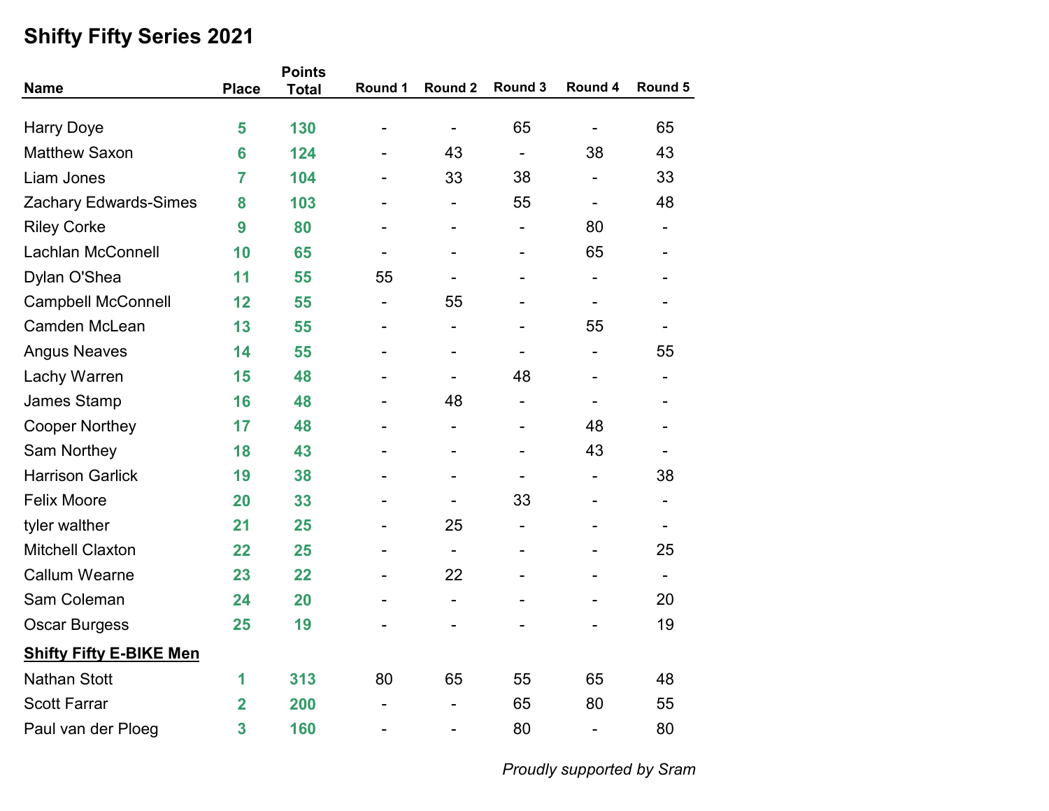## Shifty Fifty Series 2021

| Name | Place | Points Total | Round 1 | Round 2 | Round 3 | Round 4 | Round 5 |
|---|---|---|---|---|---|---|---|
| Harry Doye | 5 | 130 | - | - | 65 | - | 65 |
| Matthew Saxon | 6 | 124 | - | 43 | - | 38 | 43 |
| Liam Jones | 7 | 104 | - | 33 | 38 | - | 33 |
| Zachary Edwards-Simes | 8 | 103 | - | - | 55 | - | 48 |
| Riley Corke | 9 | 80 | - | - | - | 80 | - |
| Lachlan McConnell | 10 | 65 | - | - | - | 65 | - |
| Dylan O'Shea | 11 | 55 | 55 | - | - | - | - |
| Campbell McConnell | 12 | 55 | - | 55 | - | - | - |
| Camden McLean | 13 | 55 | - | - | - | 55 | - |
| Angus Neaves | 14 | 55 | - | - | - | - | 55 |
| Lachy Warren | 15 | 48 | - | - | 48 | - | - |
| James Stamp | 16 | 48 | - | 48 | - | - | - |
| Cooper Northey | 17 | 48 | - | - | - | 48 | - |
| Sam Northey | 18 | 43 | - | - | - | 43 | - |
| Harrison Garlick | 19 | 38 | - | - | - | - | 38 |
| Felix Moore | 20 | 33 | - | - | 33 | - | - |
| tyler walther | 21 | 25 | - | 25 | - | - | - |
| Mitchell Claxton | 22 | 25 | - | - | - | - | 25 |
| Callum Wearne | 23 | 22 | - | 22 | - | - | - |
| Sam Coleman | 24 | 20 | - | - | - | - | 20 |
| Oscar Burgess | 25 | 19 | - | - | - | - | 19 |
| **Shifty Fifty E-BIKE Men** | | | | | | | |
| Nathan Stott | 1 | 313 | 80 | 65 | 55 | 65 | 48 |
| Scott Farrar | 2 | 200 | - | - | 65 | 80 | 55 |
| Paul van der Ploeg | 3 | 160 | - | - | 80 | - | 80 |

*Proudly supported by Sram*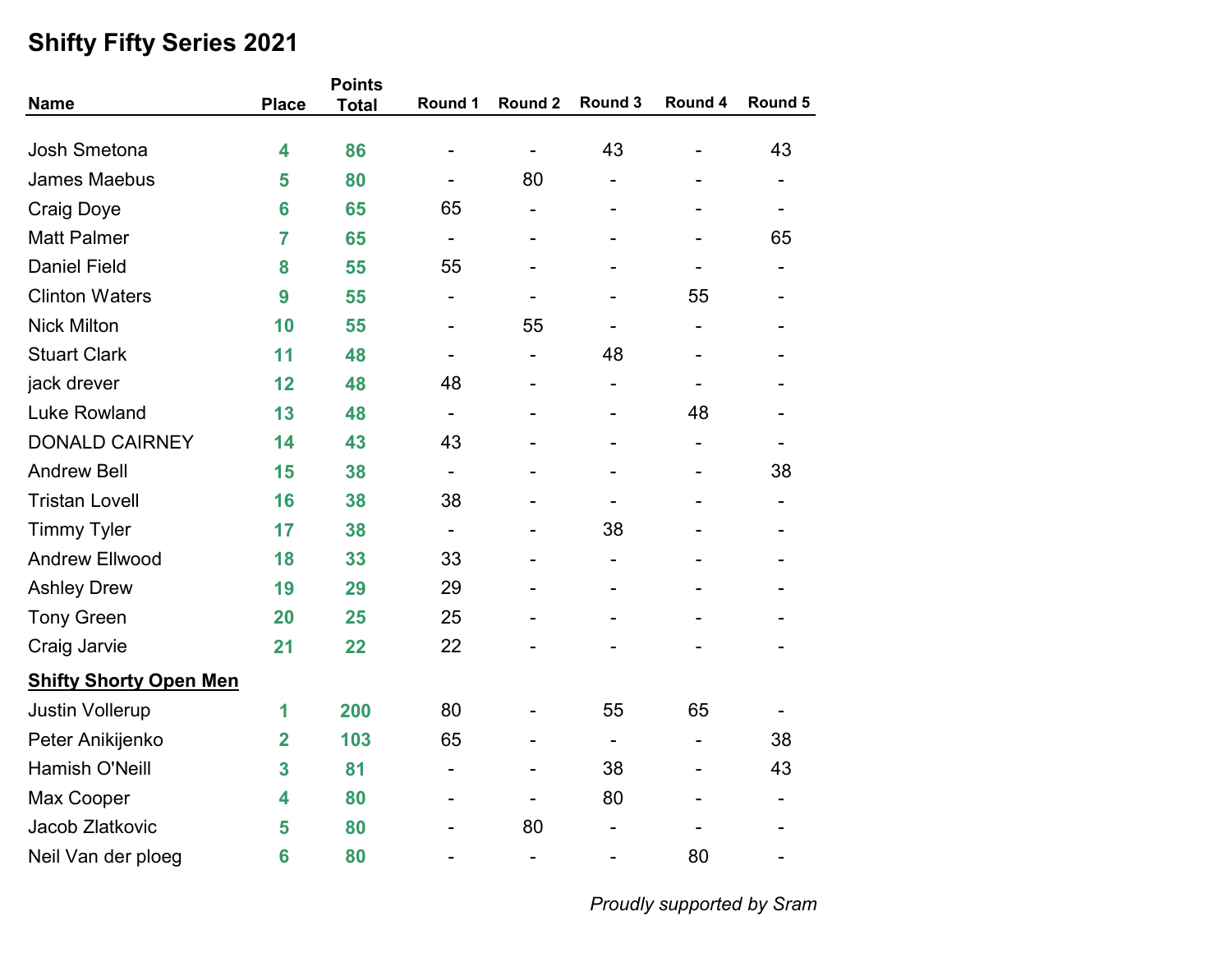## Shifty Fifty Series 2021

| Name | Place | Points Total | Round 1 | Round 2 | Round 3 | Round 4 | Round 5 |
|---|---|---|---|---|---|---|---|
| Josh Smetona | 4 | 86 | - | - | 43 | - | 43 |
| James Maebus | 5 | 80 | - | 80 | - | - | - |
| Craig Doye | 6 | 65 | 65 | - | - | - | - |
| Matt Palmer | 7 | 65 | - | - | - | - | 65 |
| Daniel Field | 8 | 55 | 55 | - | - | - | - |
| Clinton Waters | 9 | 55 | - | - | - | 55 | - |
| Nick Milton | 10 | 55 | - | 55 | - | - | - |
| Stuart Clark | 11 | 48 | - | - | 48 | - | - |
| jack drever | 12 | 48 | 48 | - | - | - | - |
| Luke Rowland | 13 | 48 | - | - | - | 48 | - |
| DONALD CAIRNEY | 14 | 43 | 43 | - | - | - | - |
| Andrew Bell | 15 | 38 | - | - | - | - | 38 |
| Tristan Lovell | 16 | 38 | 38 | - | - | - | - |
| Timmy Tyler | 17 | 38 | - | - | 38 | - | - |
| Andrew Ellwood | 18 | 33 | 33 | - | - | - | - |
| Ashley Drew | 19 | 29 | 29 | - | - | - | - |
| Tony Green | 20 | 25 | 25 | - | - | - | - |
| Craig Jarvie | 21 | 22 | 22 | - | - | - | - |
| **Shifty Shorty Open Men** | | | | | | | |
| Justin Vollerup | 1 | 200 | 80 | - | 55 | 65 | - |
| Peter Anikijenko | 2 | 103 | 65 | - | - | - | 38 |
| Hamish O'Neill | 3 | 81 | - | - | 38 | - | 43 |
| Max Cooper | 4 | 80 | - | - | 80 | - | - |
| Jacob Zlatkovic | 5 | 80 | - | 80 | - | - | - |
| Neil Van der ploeg | 6 | 80 | - | - | - | 80 | - |

*Proudly supported by Sram*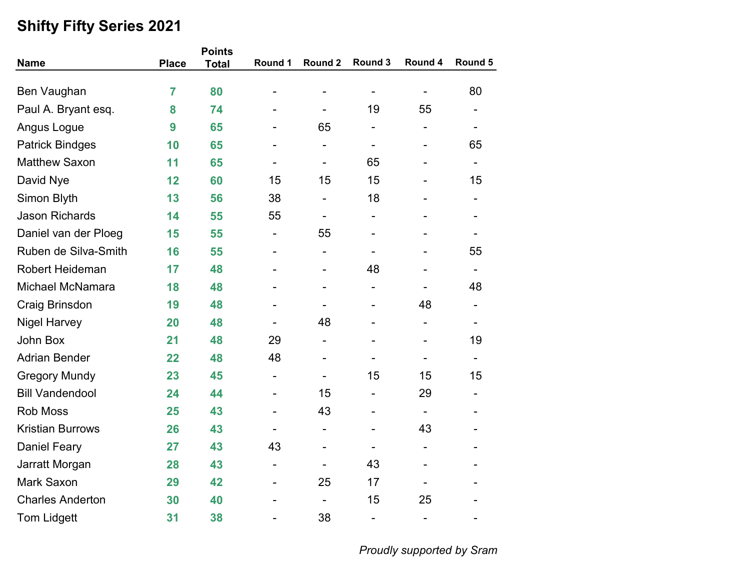## Shifty Fifty Series 2021

| Name | Place | Points Total | Round 1 | Round 2 | Round 3 | Round 4 | Round 5 |
|---|---|---|---|---|---|---|---|
| Ben Vaughan | **7** | **80** | - | - | - | - | 80 |
| Paul A. Bryant esq. | **8** | **74** | - | - | 19 | 55 | - |
| Angus Logue | **9** | **65** | - | 65 | - | - | - |
| Patrick Bindges | **10** | **65** | - | - | - | - | 65 |
| Matthew Saxon | **11** | **65** | - | - | 65 | - | - |
| David Nye | **12** | **60** | 15 | 15 | 15 | - | 15 |
| Simon Blyth | **13** | **56** | 38 | - | 18 | - | - |
| Jason Richards | **14** | **55** | 55 | - | - | - | - |
| Daniel van der Ploeg | **15** | **55** | - | 55 | - | - | - |
| Ruben de Silva-Smith | **16** | **55** | - | - | - | - | 55 |
| Robert Heideman | **17** | **48** | - | - | 48 | - | - |
| Michael McNamara | **18** | **48** | - | - | - | - | 48 |
| Craig Brinsdon | **19** | **48** | - | - | - | 48 | - |
| Nigel Harvey | **20** | **48** | - | 48 | - | - | - |
| John Box | **21** | **48** | 29 | - | - | - | 19 |
| Adrian Bender | **22** | **48** | 48 | - | - | - | - |
| Gregory Mundy | **23** | **45** | - | - | 15 | 15 | 15 |
| Bill Vandendool | **24** | **44** | - | 15 | - | 29 | - |
| Rob Moss | **25** | **43** | - | 43 | - | - | - |
| Kristian Burrows | **26** | **43** | - | - | - | 43 | - |
| Daniel Feary | **27** | **43** | 43 | - | - | - | - |
| Jarratt Morgan | **28** | **43** | - | - | 43 | - | - |
| Mark Saxon | **29** | **42** | - | 25 | 17 | - | - |
| Charles Anderton | **30** | **40** | - | - | 15 | 25 | - |
| Tom Lidgett | **31** | **38** | - | 38 | - | - | - |

*Proudly supported by Sram*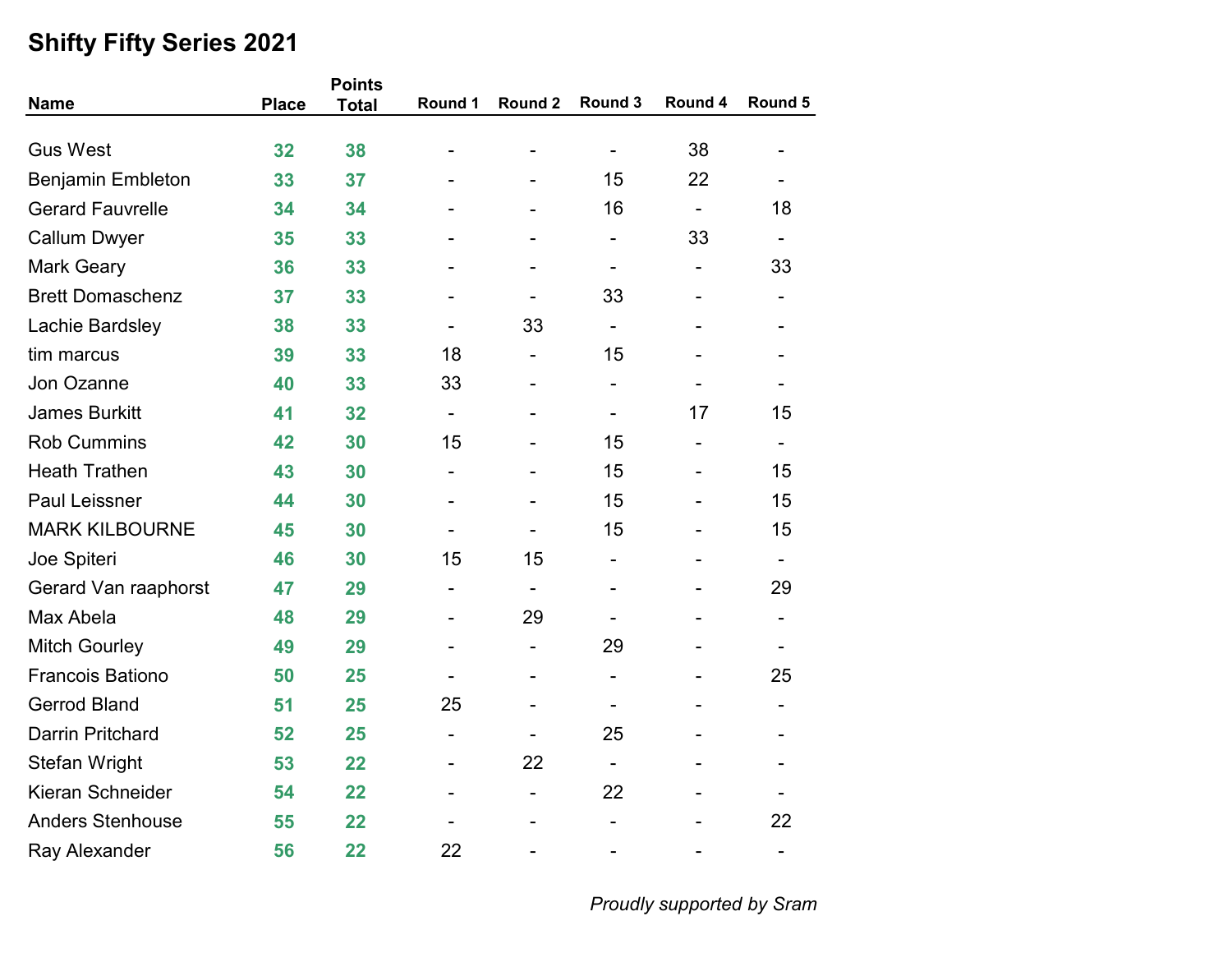# Shifty Fifty Series 2021

| Name | Place | Points Total | Round 1 | Round 2 | Round 3 | Round 4 | Round 5 |
|---|---|---|---|---|---|---|---|
| Gus West | 32 | 38 | - | - | - | 38 | - |
| Benjamin Embleton | 33 | 37 | - | - | 15 | 22 | - |
| Gerard Fauvrelle | 34 | 34 | - | - | 16 | - | 18 |
| Callum Dwyer | 35 | 33 | - | - | - | 33 | - |
| Mark Geary | 36 | 33 | - | - | - | - | 33 |
| Brett Domaschenz | 37 | 33 | - | - | 33 | - | - |
| Lachie Bardsley | 38 | 33 | - | 33 | - | - | - |
| tim marcus | 39 | 33 | 18 | - | 15 | - | - |
| Jon Ozanne | 40 | 33 | 33 | - | - | - | - |
| James Burkitt | 41 | 32 | - | - | - | 17 | 15 |
| Rob Cummins | 42 | 30 | 15 | - | 15 | - | - |
| Heath Trathen | 43 | 30 | - | - | 15 | - | 15 |
| Paul Leissner | 44 | 30 | - | - | 15 | - | 15 |
| MARK KILBOURNE | 45 | 30 | - | - | 15 | - | 15 |
| Joe Spiteri | 46 | 30 | 15 | 15 | - | - | - |
| Gerard Van raaphorst | 47 | 29 | - | - | - | - | 29 |
| Max Abela | 48 | 29 | - | 29 | - | - | - |
| Mitch Gourley | 49 | 29 | - | - | 29 | - | - |
| Francois Bationo | 50 | 25 | - | - | - | - | 25 |
| Gerrod Bland | 51 | 25 | 25 | - | - | - | - |
| Darrin Pritchard | 52 | 25 | - | - | 25 | - | - |
| Stefan Wright | 53 | 22 | - | 22 | - | - | - |
| Kieran Schneider | 54 | 22 | - | - | 22 | - | - |
| Anders Stenhouse | 55 | 22 | - | - | - | - | 22 |
| Ray Alexander | 56 | 22 | 22 | - | - | - | - |

*Proudly supported by Sram*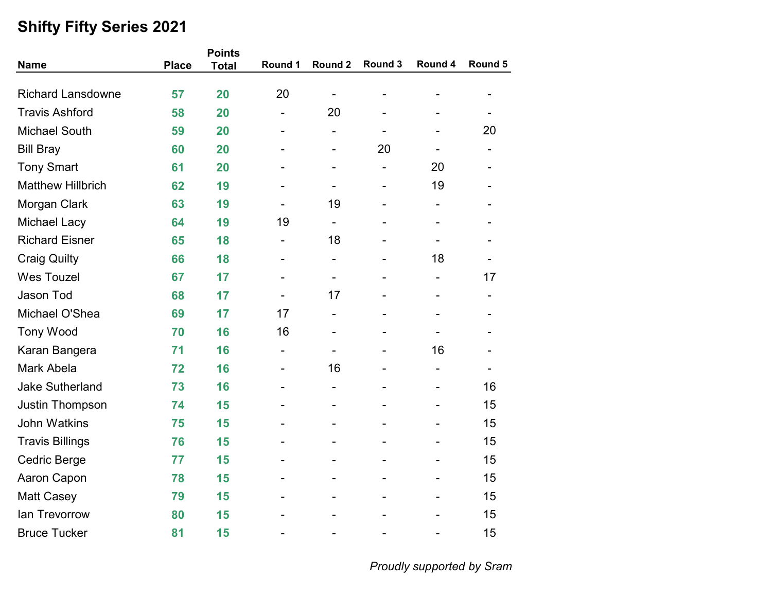## Shifty Fifty Series 2021

| Name | Place | Points Total | Round 1 | Round 2 | Round 3 | Round 4 | Round 5 |
|---|---|---|---|---|---|---|---|
| Richard Lansdowne | 57 | 20 | 20 | - | - | - | - |
| Travis Ashford | 58 | 20 | - | 20 | - | - | - |
| Michael South | 59 | 20 | - | - | - | - | 20 |
| Bill Bray | 60 | 20 | - | - | 20 | - | - |
| Tony Smart | 61 | 20 | - | - | - | 20 | - |
| Matthew Hillbrich | 62 | 19 | - | - | - | 19 | - |
| Morgan Clark | 63 | 19 | - | 19 | - | - | - |
| Michael Lacy | 64 | 19 | 19 | - | - | - | - |
| Richard Eisner | 65 | 18 | - | 18 | - | - | - |
| Craig Quilty | 66 | 18 | - | - | - | 18 | - |
| Wes Touzel | 67 | 17 | - | - | - | - | 17 |
| Jason Tod | 68 | 17 | - | 17 | - | - | - |
| Michael O'Shea | 69 | 17 | 17 | - | - | - | - |
| Tony Wood | 70 | 16 | 16 | - | - | - | - |
| Karan Bangera | 71 | 16 | - | - | - | 16 | - |
| Mark Abela | 72 | 16 | - | 16 | - | - | - |
| Jake Sutherland | 73 | 16 | - | - | - | - | 16 |
| Justin Thompson | 74 | 15 | - | - | - | - | 15 |
| John Watkins | 75 | 15 | - | - | - | - | 15 |
| Travis Billings | 76 | 15 | - | - | - | - | 15 |
| Cedric Berge | 77 | 15 | - | - | - | - | 15 |
| Aaron Capon | 78 | 15 | - | - | - | - | 15 |
| Matt Casey | 79 | 15 | - | - | - | - | 15 |
| Ian Trevorrow | 80 | 15 | - | - | - | - | 15 |
| Bruce Tucker | 81 | 15 | - | - | - | - | 15 |

*Proudly supported by Sram*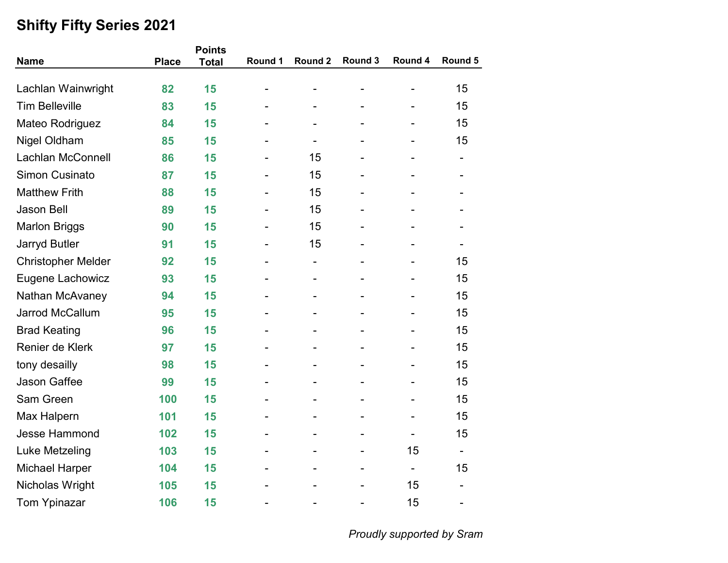# Shifty Fifty Series 2021

| Name | Place | Points Total | Round 1 | Round 2 | Round 3 | Round 4 | Round 5 |
|---|---|---|---|---|---|---|---|
| Lachlan Wainwright | 82 | 15 | - | - | - | - | 15 |
| Tim Belleville | 83 | 15 | - | - | - | - | 15 |
| Mateo Rodriguez | 84 | 15 | - | - | - | - | 15 |
| Nigel Oldham | 85 | 15 | - | - | - | - | 15 |
| Lachlan McConnell | 86 | 15 | - | 15 | - | - | - |
| Simon Cusinato | 87 | 15 | - | 15 | - | - | - |
| Matthew Frith | 88 | 15 | - | 15 | - | - | - |
| Jason Bell | 89 | 15 | - | 15 | - | - | - |
| Marlon Briggs | 90 | 15 | - | 15 | - | - | - |
| Jarryd Butler | 91 | 15 | - | 15 | - | - | - |
| Christopher Melder | 92 | 15 | - | - | - | - | 15 |
| Eugene Lachowicz | 93 | 15 | - | - | - | - | 15 |
| Nathan McAvaney | 94 | 15 | - | - | - | - | 15 |
| Jarrod McCallum | 95 | 15 | - | - | - | - | 15 |
| Brad Keating | 96 | 15 | - | - | - | - | 15 |
| Renier de Klerk | 97 | 15 | - | - | - | - | 15 |
| tony desailly | 98 | 15 | - | - | - | - | 15 |
| Jason Gaffee | 99 | 15 | - | - | - | - | 15 |
| Sam Green | 100 | 15 | - | - | - | - | 15 |
| Max Halpern | 101 | 15 | - | - | - | - | 15 |
| Jesse Hammond | 102 | 15 | - | - | - | - | 15 |
| Luke Metzeling | 103 | 15 | - | - | - | 15 | - |
| Michael Harper | 104 | 15 | - | - | - | - | 15 |
| Nicholas Wright | 105 | 15 | - | - | - | 15 | - |
| Tom Ypinazar | 106 | 15 | - | - | - | 15 | - |

*Proudly supported by Sram*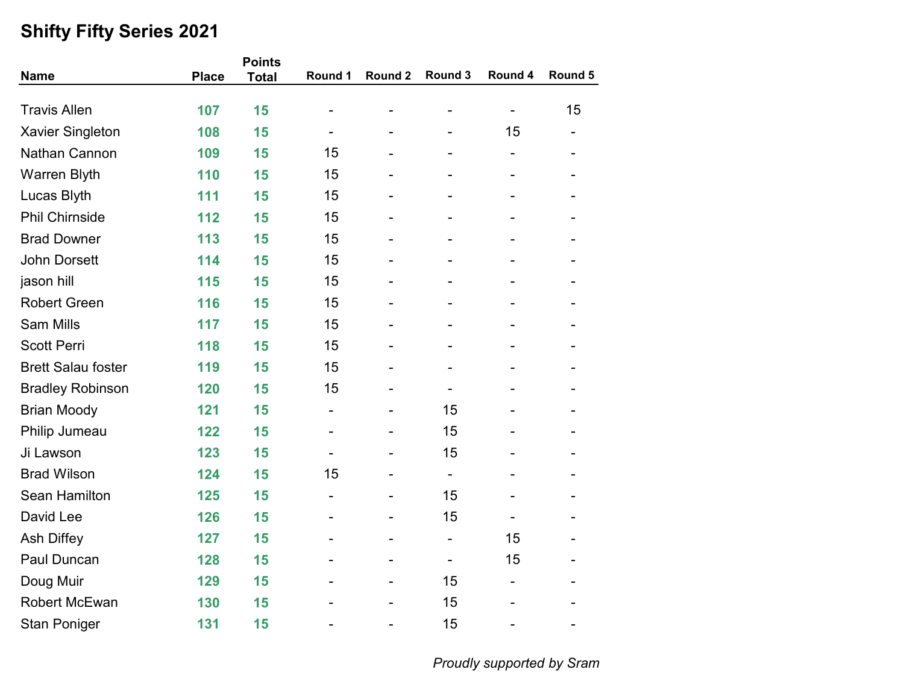## Shifty Fifty Series 2021

| Name | Place | Points Total | Round 1 | Round 2 | Round 3 | Round 4 | Round 5 |
|---|---|---|---|---|---|---|---|
| Travis Allen | 107 | 15 | - | - | - | - | 15 |
| Xavier Singleton | 108 | 15 | - | - | - | 15 | - |
| Nathan Cannon | 109 | 15 | 15 | - | - | - | - |
| Warren Blyth | 110 | 15 | 15 | - | - | - | - |
| Lucas Blyth | 111 | 15 | 15 | - | - | - | - |
| Phil Chirnside | 112 | 15 | 15 | - | - | - | - |
| Brad Downer | 113 | 15 | 15 | - | - | - | - |
| John Dorsett | 114 | 15 | 15 | - | - | - | - |
| jason hill | 115 | 15 | 15 | - | - | - | - |
| Robert Green | 116 | 15 | 15 | - | - | - | - |
| Sam Mills | 117 | 15 | 15 | - | - | - | - |
| Scott Perri | 118 | 15 | 15 | - | - | - | - |
| Brett Salau foster | 119 | 15 | 15 | - | - | - | - |
| Bradley Robinson | 120 | 15 | 15 | - | - | - | - |
| Brian Moody | 121 | 15 | - | - | 15 | - | - |
| Philip Jumeau | 122 | 15 | - | - | 15 | - | - |
| Ji Lawson | 123 | 15 | - | - | 15 | - | - |
| Brad Wilson | 124 | 15 | 15 | - | - | - | - |
| Sean Hamilton | 125 | 15 | - | - | 15 | - | - |
| David Lee | 126 | 15 | - | - | 15 | - | - |
| Ash Diffey | 127 | 15 | - | - | - | 15 | - |
| Paul Duncan | 128 | 15 | - | - | - | 15 | - |
| Doug Muir | 129 | 15 | - | - | 15 | - | - |
| Robert McEwan | 130 | 15 | - | - | 15 | - | - |
| Stan Poniger | 131 | 15 | - | - | 15 | - | - |

*Proudly supported by Sram*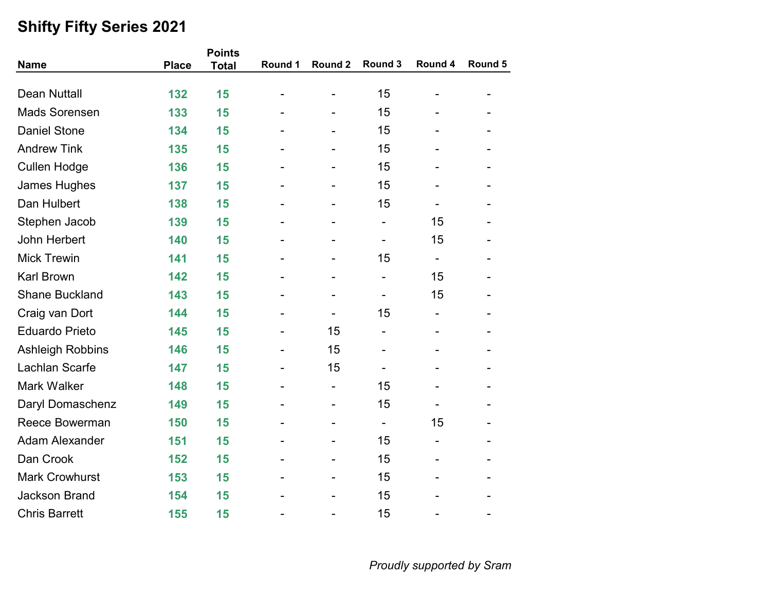# Shifty Fifty Series 2021

| Name | Place | Points Total | Round 1 | Round 2 | Round 3 | Round 4 | Round 5 |
|---|---|---|---|---|---|---|---|
| Dean Nuttall | 132 | 15 | - | - | 15 | - | - |
| Mads Sorensen | 133 | 15 | - | - | 15 | - | - |
| Daniel Stone | 134 | 15 | - | - | 15 | - | - |
| Andrew Tink | 135 | 15 | - | - | 15 | - | - |
| Cullen Hodge | 136 | 15 | - | - | 15 | - | - |
| James Hughes | 137 | 15 | - | - | 15 | - | - |
| Dan Hulbert | 138 | 15 | - | - | 15 | - | - |
| Stephen Jacob | 139 | 15 | - | - | - | 15 | - |
| John Herbert | 140 | 15 | - | - | - | 15 | - |
| Mick Trewin | 141 | 15 | - | - | 15 | - | - |
| Karl Brown | 142 | 15 | - | - | - | 15 | - |
| Shane Buckland | 143 | 15 | - | - | - | 15 | - |
| Craig van Dort | 144 | 15 | - | - | 15 | - | - |
| Eduardo Prieto | 145 | 15 | - | 15 | - | - | - |
| Ashleigh Robbins | 146 | 15 | - | 15 | - | - | - |
| Lachlan Scarfe | 147 | 15 | - | 15 | - | - | - |
| Mark Walker | 148 | 15 | - | - | 15 | - | - |
| Daryl Domaschenz | 149 | 15 | - | - | 15 | - | - |
| Reece Bowerman | 150 | 15 | - | - | - | 15 | - |
| Adam Alexander | 151 | 15 | - | - | 15 | - | - |
| Dan Crook | 152 | 15 | - | - | 15 | - | - |
| Mark Crowhurst | 153 | 15 | - | - | 15 | - | - |
| Jackson Brand | 154 | 15 | - | - | 15 | - | - |
| Chris Barrett | 155 | 15 | - | - | 15 | - | - |

*Proudly supported by Sram*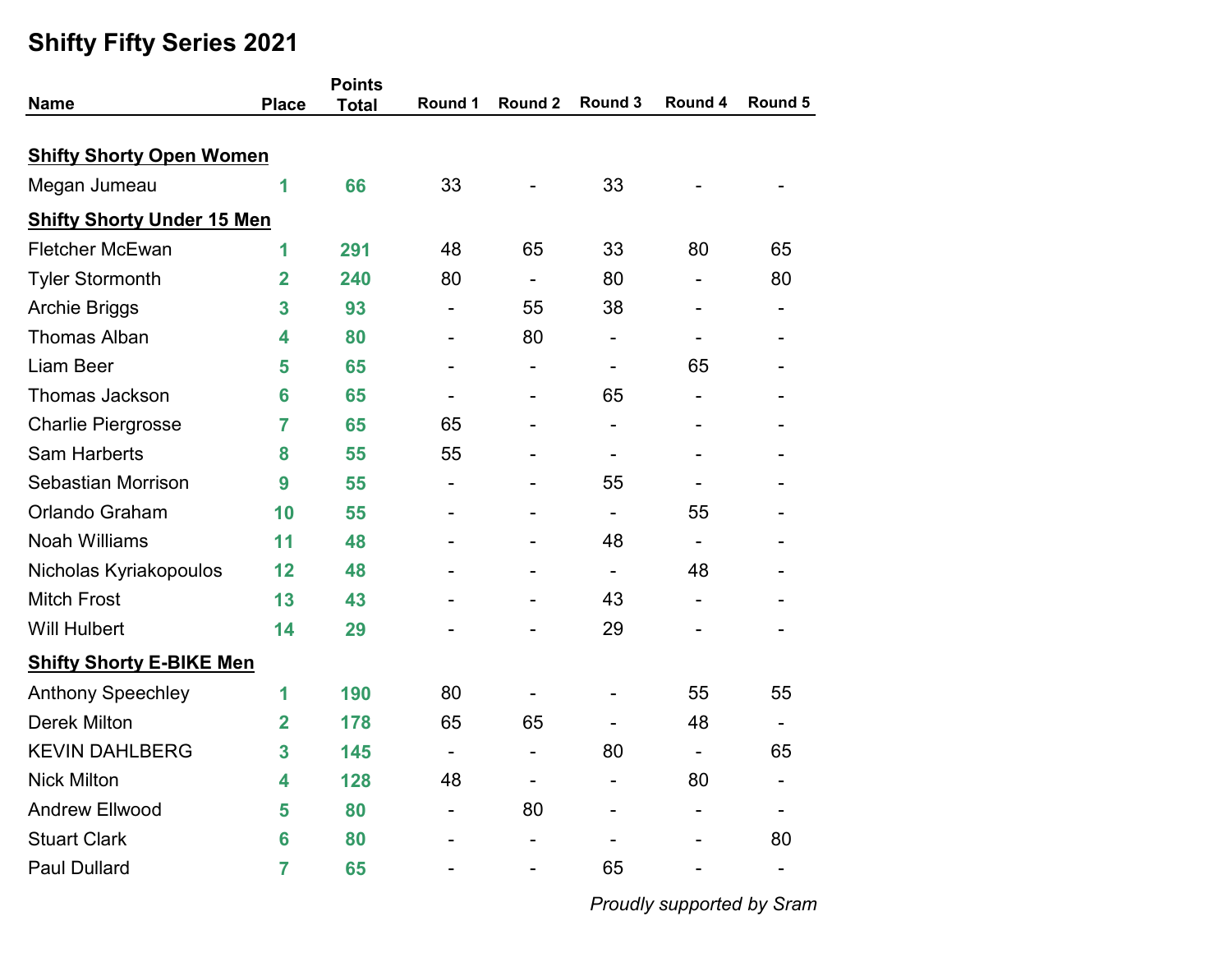# Shifty Fifty Series 2021

| Name | Place | Points Total | Round 1 | Round 2 | Round 3 | Round 4 | Round 5 |
|---|---|---|---|---|---|---|---|
| **Shifty Shorty Open Women** | | | | | | | |
| Megan Jumeau | **1** | **66** | 33 | - | 33 | - | - |
| **Shifty Shorty Under 15 Men** | | | | | | | |
| Fletcher McEwan | **1** | **291** | 48 | 65 | 33 | 80 | 65 |
| Tyler Stormonth | **2** | **240** | 80 | - | 80 | - | 80 |
| Archie Briggs | **3** | **93** | - | 55 | 38 | - | - |
| Thomas Alban | **4** | **80** | - | 80 | - | - | - |
| Liam Beer | **5** | **65** | - | - | - | 65 | - |
| Thomas Jackson | **6** | **65** | - | - | 65 | - | - |
| Charlie Piergrosse | **7** | **65** | 65 | - | - | - | - |
| Sam Harberts | **8** | **55** | 55 | - | - | - | - |
| Sebastian Morrison | **9** | **55** | - | - | 55 | - | - |
| Orlando Graham | **10** | **55** | - | - | - | 55 | - |
| Noah Williams | **11** | **48** | - | - | 48 | - | - |
| Nicholas Kyriakopoulos | **12** | **48** | - | - | - | 48 | - |
| Mitch Frost | **13** | **43** | - | - | 43 | - | - |
| Will Hulbert | **14** | **29** | - | - | 29 | - | - |
| **Shifty Shorty E-BIKE Men** | | | | | | | |
| Anthony Speechley | **1** | **190** | 80 | - | - | 55 | 55 |
| Derek Milton | **2** | **178** | 65 | 65 | - | 48 | - |
| KEVIN DAHLBERG | **3** | **145** | - | - | 80 | - | 65 |
| Nick Milton | **4** | **128** | 48 | - | - | 80 | - |
| Andrew Ellwood | **5** | **80** | - | 80 | - | - | - |
| Stuart Clark | **6** | **80** | - | - | - | - | 80 |
| Paul Dullard | **7** | **65** | - | - | 65 | - | - |

*Proudly supported by Sram*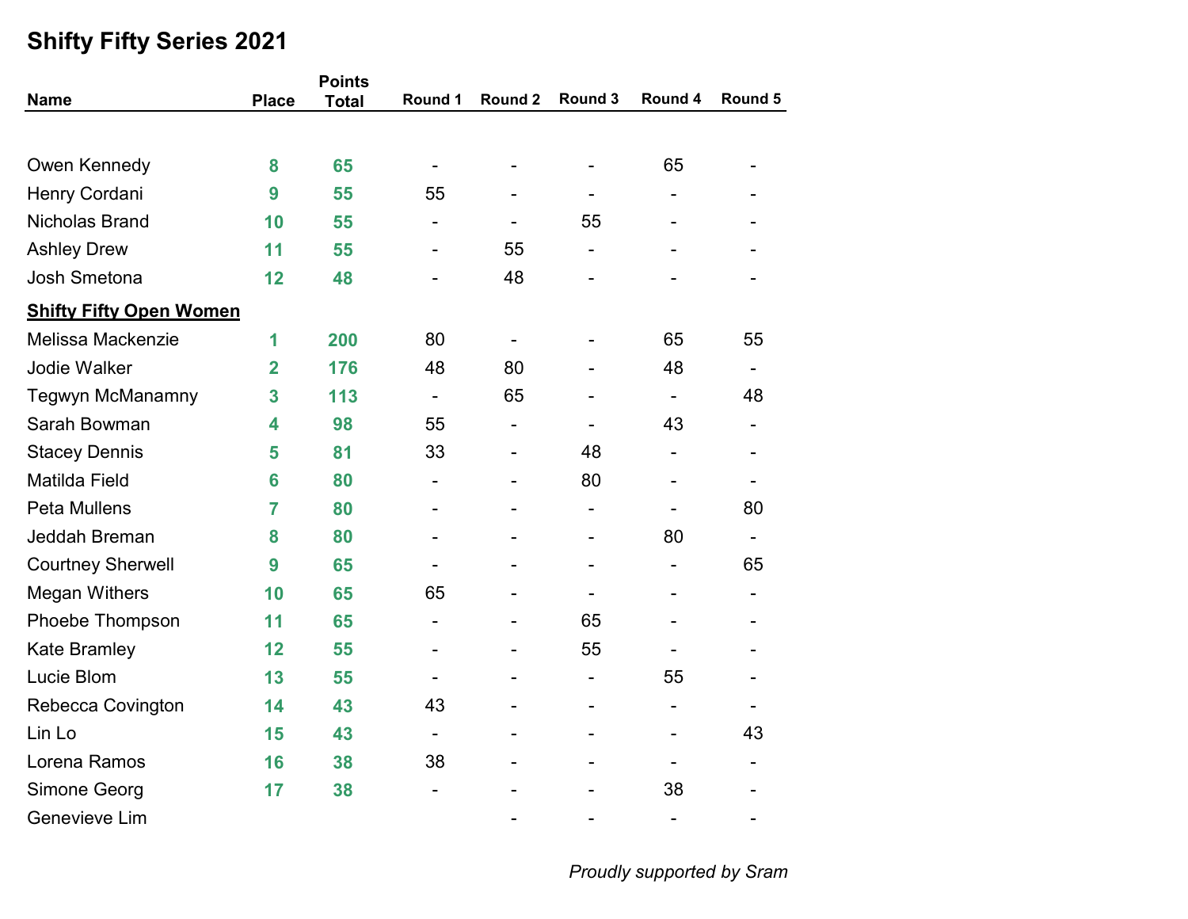# Shifty Fifty Series 2021

| Name | Place | Points Total | Round 1 | Round 2 | Round 3 | Round 4 | Round 5 |
|---|---|---|---|---|---|---|---|
| Owen Kennedy | 8 | 65 | - | - | - | 65 | - |
| Henry Cordani | 9 | 55 | 55 | - | - | - | - |
| Nicholas Brand | 10 | 55 | - | - | 55 | - | - |
| Ashley Drew | 11 | 55 | - | 55 | - | - | - |
| Josh Smetona | 12 | 48 | - | 48 | - | - | - |
| **Shifty Fifty Open Women** | | | | | | | |
| Melissa Mackenzie | 1 | 200 | 80 | - | - | 65 | 55 |
| Jodie Walker | 2 | 176 | 48 | 80 | - | 48 | - |
| Tegwyn McManamny | 3 | 113 | - | 65 | - | - | 48 |
| Sarah Bowman | 4 | 98 | 55 | - | - | 43 | - |
| Stacey Dennis | 5 | 81 | 33 | - | 48 | - | - |
| Matilda Field | 6 | 80 | - | - | 80 | - | - |
| Peta Mullens | 7 | 80 | - | - | - | - | 80 |
| Jeddah Breman | 8 | 80 | - | - | - | 80 | - |
| Courtney Sherwell | 9 | 65 | - | - | - | - | 65 |
| Megan Withers | 10 | 65 | 65 | - | - | - | - |
| Phoebe Thompson | 11 | 65 | - | - | 65 | - | - |
| Kate Bramley | 12 | 55 | - | - | 55 | - | - |
| Lucie Blom | 13 | 55 | - | - | - | 55 | - |
| Rebecca Covington | 14 | 43 | 43 | - | - | - | - |
| Lin Lo | 15 | 43 | - | - | - | - | 43 |
| Lorena Ramos | 16 | 38 | 38 | - | - | - | - |
| Simone Georg | 17 | 38 | - | - | - | 38 | - |
| Genevieve Lim | | | | - | - | - | - |

*Proudly supported by Sram*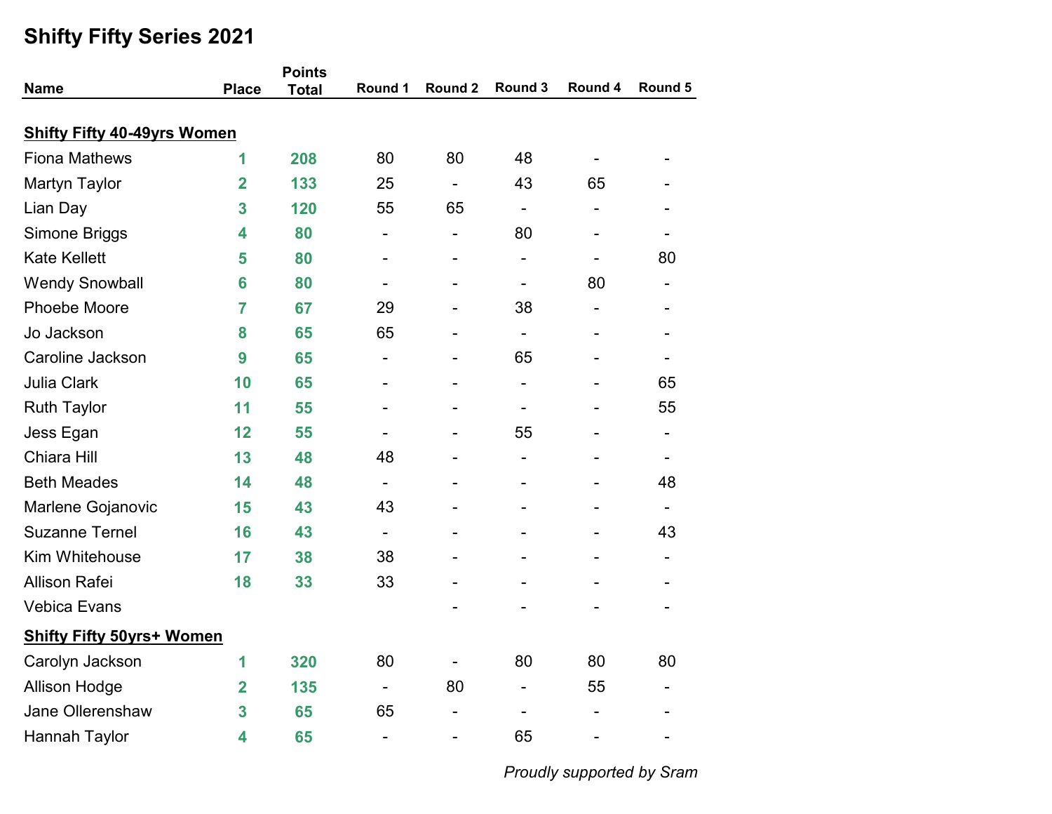## Shifty Fifty Series 2021

| Name | Place | Points Total | Round 1 | Round 2 | Round 3 | Round 4 | Round 5 |
|---|---|---|---|---|---|---|---|
| **Shifty Fifty 40-49yrs Women** | | | | | | | |
| Fiona Mathews | 1 | 208 | 80 | 80 | 48 | - | - |
| Martyn Taylor | 2 | 133 | 25 | - | 43 | 65 | - |
| Lian Day | 3 | 120 | 55 | 65 | - | - | - |
| Simone Briggs | 4 | 80 | - | - | 80 | - | - |
| Kate Kellett | 5 | 80 | - | - | - | - | 80 |
| Wendy Snowball | 6 | 80 | - | - | - | 80 | - |
| Phoebe Moore | 7 | 67 | 29 | - | 38 | - | - |
| Jo Jackson | 8 | 65 | 65 | - | - | - | - |
| Caroline Jackson | 9 | 65 | - | - | 65 | - | - |
| Julia Clark | 10 | 65 | - | - | - | - | 65 |
| Ruth Taylor | 11 | 55 | - | - | - | - | 55 |
| Jess Egan | 12 | 55 | - | - | 55 | - | - |
| Chiara Hill | 13 | 48 | 48 | - | - | - | - |
| Beth Meades | 14 | 48 | - | - | - | - | 48 |
| Marlene Gojanovic | 15 | 43 | 43 | - | - | - | - |
| Suzanne Ternel | 16 | 43 | - | - | - | - | 43 |
| Kim Whitehouse | 17 | 38 | 38 | - | - | - | - |
| Allison Rafei | 18 | 33 | 33 | - | - | - | - |
| Vebica Evans | | | | - | - | - | - |
| **Shifty Fifty 50yrs+ Women** | | | | | | | |
| Carolyn Jackson | 1 | 320 | 80 | - | 80 | 80 | 80 |
| Allison Hodge | 2 | 135 | - | 80 | - | 55 | - |
| Jane Ollerenshaw | 3 | 65 | 65 | - | - | - | - |
| Hannah Taylor | 4 | 65 | - | - | 65 | - | - |

*Proudly supported by Sram*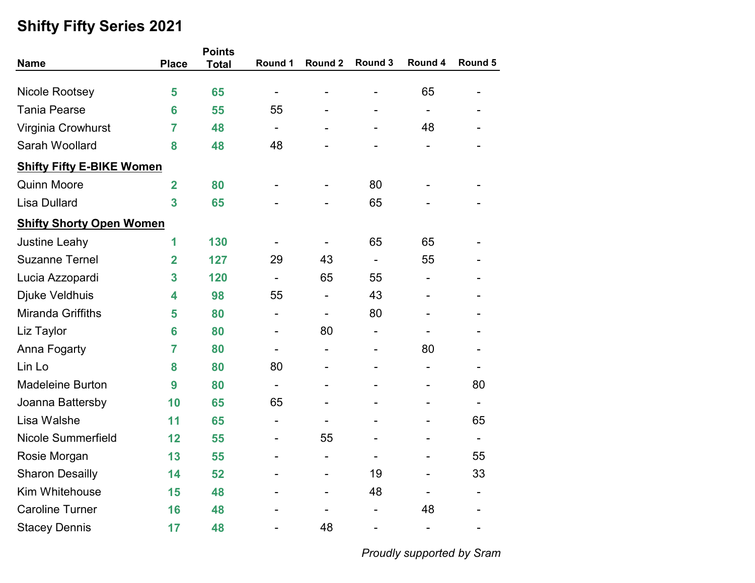# Shifty Fifty Series 2021

| Name | Place | Points Total | Round 1 | Round 2 | Round 3 | Round 4 | Round 5 |
|---|---|---|---|---|---|---|---|
| Nicole Rootsey | 5 | 65 | - | - | - | 65 | - |
| Tania Pearse | 6 | 55 | 55 | - | - | - | - |
| Virginia Crowhurst | 7 | 48 | - | - | - | 48 | - |
| Sarah Woollard | 8 | 48 | 48 | - | - | - | - |
| **Shifty Fifty E-BIKE Women** | | | | | | | |
| Quinn Moore | 2 | 80 | - | - | 80 | - | - |
| Lisa Dullard | 3 | 65 | - | - | 65 | - | - |
| **Shifty Shorty Open Women** | | | | | | | |
| Justine Leahy | 1 | 130 | - | - | 65 | 65 | - |
| Suzanne Ternel | 2 | 127 | 29 | 43 | - | 55 | - |
| Lucia Azzopardi | 3 | 120 | - | 65 | 55 | - | - |
| Djuke Veldhuis | 4 | 98 | 55 | - | 43 | - | - |
| Miranda Griffiths | 5 | 80 | - | - | 80 | - | - |
| Liz Taylor | 6 | 80 | - | 80 | - | - | - |
| Anna Fogarty | 7 | 80 | - | - | - | 80 | - |
| Lin Lo | 8 | 80 | 80 | - | - | - | - |
| Madeleine Burton | 9 | 80 | - | - | - | - | 80 |
| Joanna Battersby | 10 | 65 | 65 | - | - | - | - |
| Lisa Walshe | 11 | 65 | - | - | - | - | 65 |
| Nicole Summerfield | 12 | 55 | - | 55 | - | - | - |
| Rosie Morgan | 13 | 55 | - | - | - | - | 55 |
| Sharon Desailly | 14 | 52 | - | - | 19 | - | 33 |
| Kim Whitehouse | 15 | 48 | - | - | 48 | - | - |
| Caroline Turner | 16 | 48 | - | - | - | 48 | - |
| Stacey Dennis | 17 | 48 | - | 48 | - | - | - |

*Proudly supported by Sram*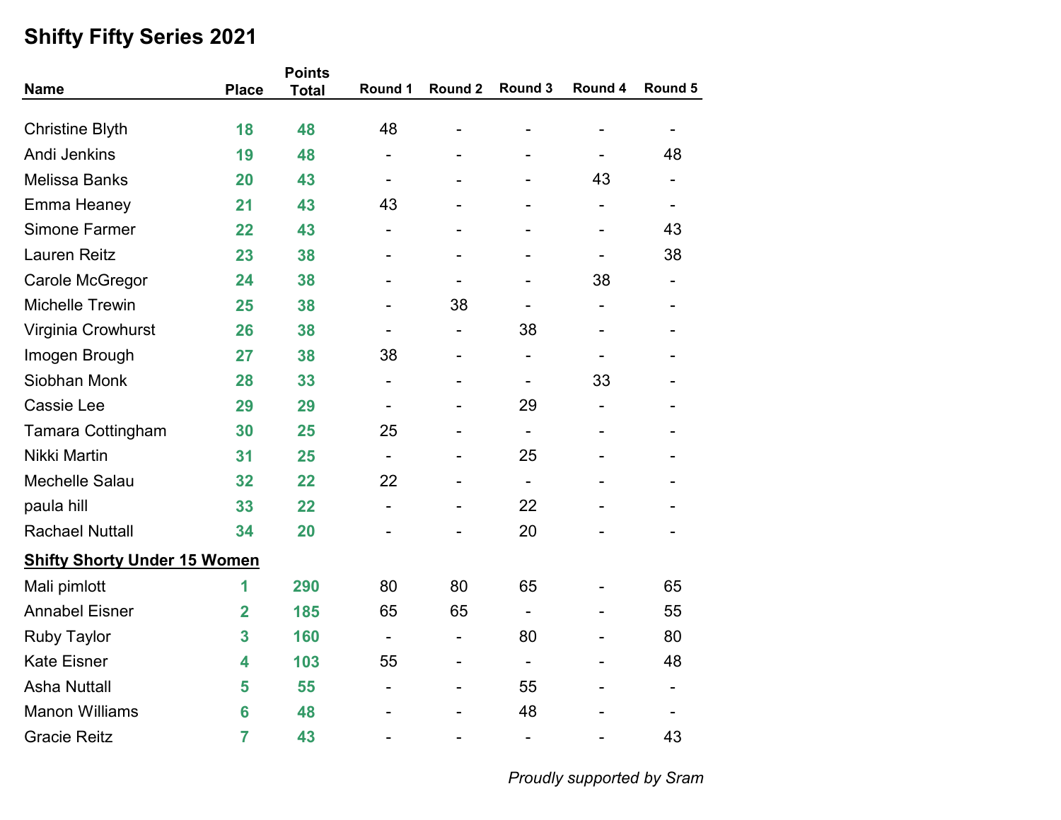# Shifty Fifty Series 2021

| Name | Place | Points Total | Round 1 | Round 2 | Round 3 | Round 4 | Round 5 |
|---|---|---|---|---|---|---|---|
| Christine Blyth | 18 | 48 | 48 | - | - | - | - |
| Andi Jenkins | 19 | 48 | - | - | - | - | 48 |
| Melissa Banks | 20 | 43 | - | - | - | 43 | - |
| Emma Heaney | 21 | 43 | 43 | - | - | - | - |
| Simone Farmer | 22 | 43 | - | - | - | - | 43 |
| Lauren Reitz | 23 | 38 | - | - | - | - | 38 |
| Carole McGregor | 24 | 38 | - | - | - | 38 | - |
| Michelle Trewin | 25 | 38 | - | 38 | - | - | - |
| Virginia Crowhurst | 26 | 38 | - | - | 38 | - | - |
| Imogen Brough | 27 | 38 | 38 | - | - | - | - |
| Siobhan Monk | 28 | 33 | - | - | - | 33 | - |
| Cassie Lee | 29 | 29 | - | - | 29 | - | - |
| Tamara Cottingham | 30 | 25 | 25 | - | - | - | - |
| Nikki Martin | 31 | 25 | - | - | 25 | - | - |
| Mechelle Salau | 32 | 22 | 22 | - | - | - | - |
| paula hill | 33 | 22 | - | - | 22 | - | - |
| Rachael Nuttall | 34 | 20 | - | - | 20 | - | - |
| **Shifty Shorty Under 15 Women** | | | | | | | |
| Mali pimlott | 1 | 290 | 80 | 80 | 65 | - | 65 |
| Annabel Eisner | 2 | 185 | 65 | 65 | - | - | 55 |
| Ruby Taylor | 3 | 160 | - | - | 80 | - | 80 |
| Kate Eisner | 4 | 103 | 55 | - | - | - | 48 |
| Asha Nuttall | 5 | 55 | - | - | 55 | - | - |
| Manon Williams | 6 | 48 | - | - | 48 | - | - |
| Gracie Reitz | 7 | 43 | - | - | - | - | 43 |

*Proudly supported by Sram*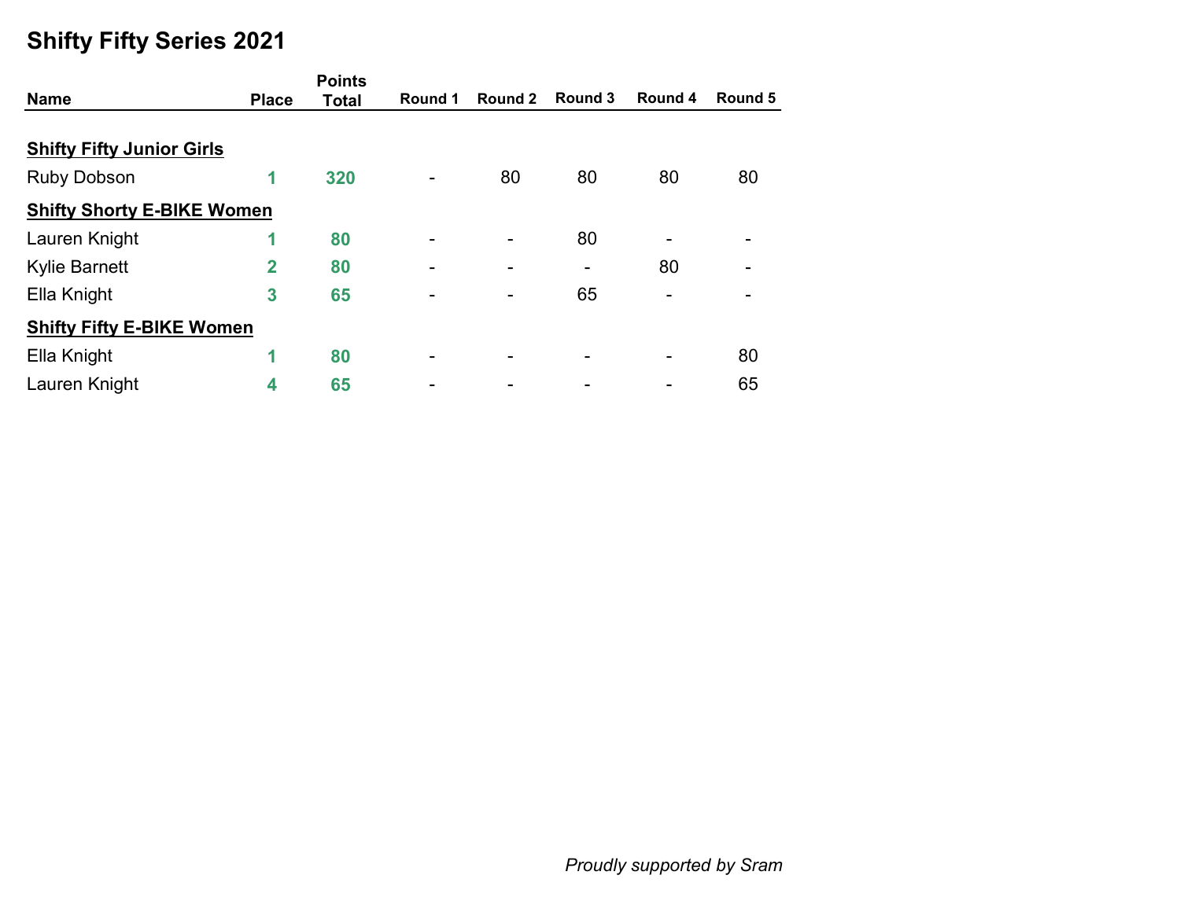# Shifty Fifty Series 2021

| Name | Place | Points Total | Round 1 | Round 2 | Round 3 | Round 4 | Round 5 |
|---|---|---|---|---|---|---|---|
| **Shifty Fifty Junior Girls** | | | | | | | |
| Ruby Dobson | 1 | 320 | - | 80 | 80 | 80 | 80 |
| **Shifty Shorty E-BIKE Women** | | | | | | | |
| Lauren Knight | 1 | 80 | - | - | 80 | - | - |
| Kylie Barnett | 2 | 80 | - | - | - | 80 | - |
| Ella Knight | 3 | 65 | - | - | 65 | - | - |
| **Shifty Fifty E-BIKE Women** | | | | | | | |
| Ella Knight | 1 | 80 | - | - | - | - | 80 |
| Lauren Knight | 4 | 65 | - | - | - | - | 65 |

*Proudly supported by Sram*